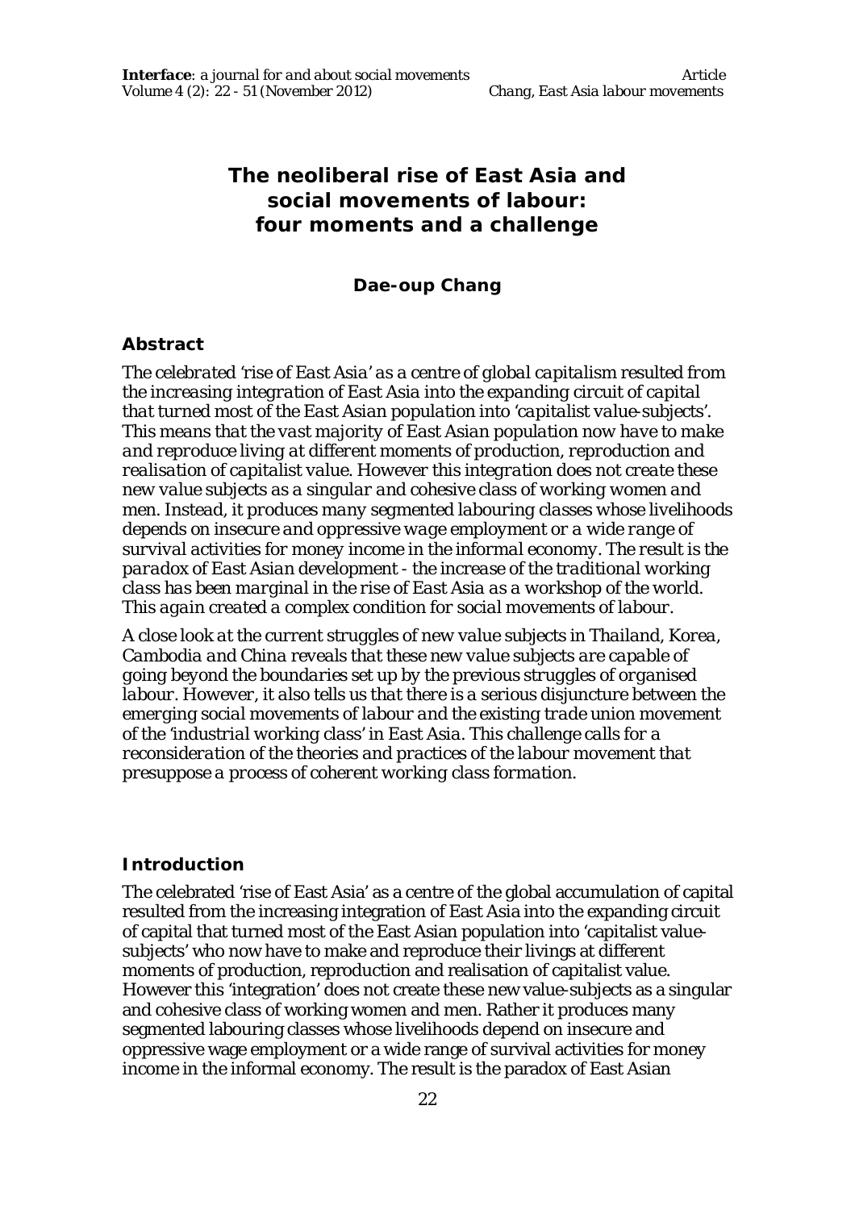# The neoliberal rise of East Asia and social movements of labour: four moments and a challenge

**Dae-oup Chang**

## Abstract

*The celebrated 'rise of East Asia' as a centre of global capitalism resulted from the increasing integration of East Asia into the expanding circuit of capital that turned most of the East Asian population into 'capitalist value-subjects'. This means that the vast majority of East Asian population now have to make and reproduce living at different moments of production, reproduction and realisation of capitalist value. However this integration does not create these new value subjects as a singular and cohesive class of working women and men. Instead, it produces many segmented labouring classes whose livelihoods depends on insecure and oppressive wage employment or a wide range of survival activities for money income in the informal economy. The result is the paradox of East Asian development - the increase of the traditional working class has been marginal in the rise of East Asia as a workshop of the world. This again created a complex condition for social movements of labour.*

*A close look at the current struggles of new value subjects in Thailand, Korea, Cambodia and China reveals that these new value subjects are capable of going beyond the boundaries set up by the previous struggles of organised labour. However, it also tells us that there is a serious disjuncture between the emerging social movements of labour and the existing trade union movement of the 'industrial working class' in East Asia. This challenge calls for a reconsideration of the theories and practices of the labour movement that presuppose a process of coherent working class formation.*

## Introduction

The celebrated 'rise of East Asia' as a centre of the global accumulation of capital resulted from the increasing integration of East Asia into the expanding circuit of capital that turned most of the East Asian population into 'capitalist value-subjects' who now have to make and reproduce their livings at different moments of production, reproduction and realisation of capitalist value. However this 'integration' does not create these new value-subjects as a singular and cohesive class of working women and men. Rather it produces many segmented labouring classes whose livelihoods depend on insecure and oppressive wage employment or a wide range of survival activities for money income in the informal economy. The result is the paradox of East Asian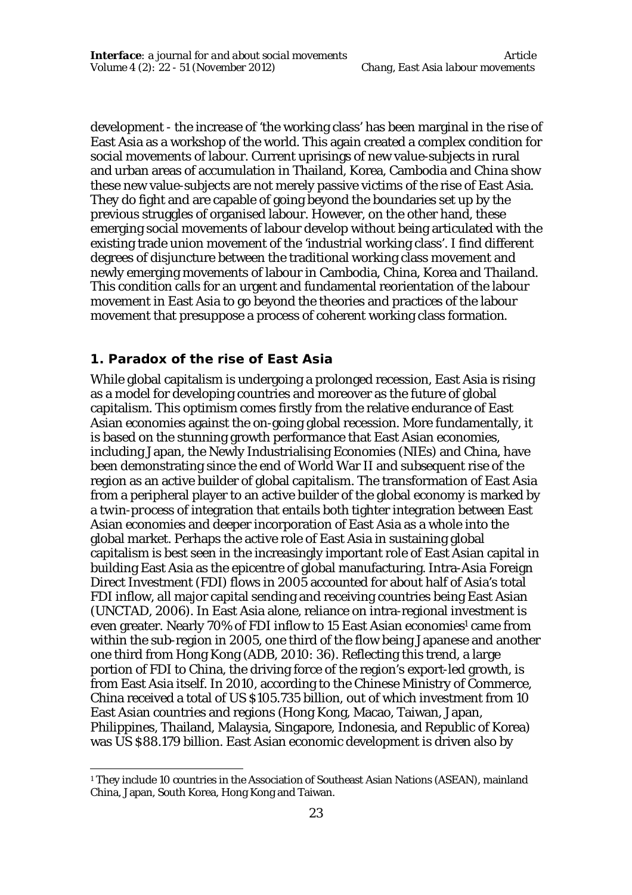development - the increase of 'the working class' has been marginal in the rise of East Asia as a workshop of the world. This again created a complex condition for social movements of labour. Current uprisings of new value-subjects in rural and urban areas of accumulation in Thailand, Korea, Cambodia and China show these new value-subjects are not merely passive victims of the rise of East Asia. They do fight and are capable of going beyond the boundaries set up by the previous struggles of organised labour. However, on the other hand, these emerging social movements of labour develop without being articulated with the existing trade union movement of the 'industrial working class'. I find different degrees of disjuncture between the traditional working class movement and newly emerging movements of labour in Cambodia, China, Korea and Thailand. This condition calls for an urgent and fundamental reorientation of the labour movement in East Asia to go beyond the theories and practices of the labour movement that presuppose a process of coherent working class formation.

## 1. Paradox of the rise of East Asia

While global capitalism is undergoing a prolonged recession, East Asia is rising as a model for developing countries and moreover as the future of global capitalism. This optimism comes firstly from the relative endurance of East Asian economies against the on-going global recession. More fundamentally, it is based on the stunning growth performance that East Asian economies, including Japan, the Newly Industrialising Economies (NIEs) and China, have been demonstrating since the end of World War II and subsequent rise of the region as an active builder of global capitalism. The transformation of East Asia from a peripheral player to an active builder of the global economy is marked by a *twin-process of integration* that entails both tighter integration between East Asian economies and deeper incorporation of East Asia as a whole into the global market. Perhaps the active role of East Asia in sustaining global capitalism is best seen in the increasingly important role of East Asian capital in building East Asia as the epicentre of global manufacturing. Intra-Asia Foreign Direct Investment (FDI) flows in 2005 accounted for about half of Asia's total FDI inflow, all major capital sending and receiving countries being East Asian (UNCTAD, 2006). In East Asia alone, reliance on intra-regional investment is even greater. Nearly 70% of FDI inflow to 15 East Asian economies[1] came from within the sub-region in 2005, one third of the flow being Japanese and another one third from Hong Kong (ADB, 2010: 36). Reflecting this trend, a large portion of FDI to China, the driving force of the region's export-led growth, is from East Asia itself. In 2010, according to the Chinese Ministry of Commerce, China received a total of US $105.735 billion, out of which investment from 10 East Asian countries and regions (Hong Kong, Macao, Taiwan, Japan, Philippines, Thailand, Malaysia, Singapore, Indonesia, and Republic of Korea) was US $88.179 billion. East Asian economic development is driven also by

[1] They include 10 countries in the Association of Southeast Asian Nations (ASEAN), mainland China, Japan, South Korea, Hong Kong and Taiwan.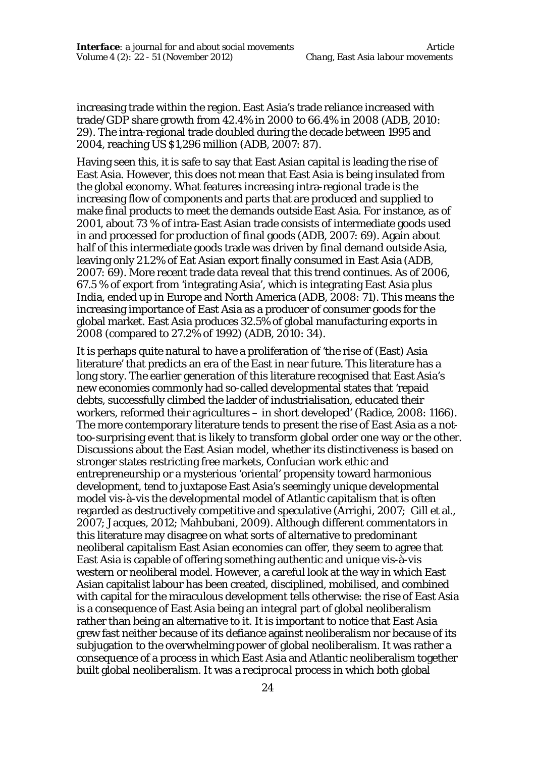increasing trade within the region. East Asia's trade reliance increased with trade/GDP share growth from 42.4% in 2000 to 66.4% in 2008 (ADB, 2010: 29). The intra-regional trade doubled during the decade between 1995 and 2004, reaching US $1,296 million (ADB, 2007: 87).

Having seen this, it is safe to say that East Asian capital is leading the rise of East Asia. However, this does not mean that East Asia is being insulated from the global economy. What features increasing intra-regional trade is the increasing flow of components and parts that are produced and supplied to make final products to meet the demands outside East Asia. For instance, as of 2001, about 73 % of intra-East Asian trade consists of intermediate goods used in and processed for production of final goods (ADB, 2007: 69). Again about half of this intermediate goods trade was driven by final demand outside Asia, leaving only 21.2% of Eat Asian export finally consumed in East Asia (ADB, 2007: 69). More recent trade data reveal that this trend continues. As of 2006, 67.5 % of export from 'integrating Asia', which is integrating East Asia plus India, ended up in Europe and North America (ADB, 2008: 71). This means the increasing importance of East Asia as a producer of consumer goods for the global market. East Asia produces 32.5% of global manufacturing exports in 2008 (compared to 27.2% of 1992) (ADB, 2010: 34).

It is perhaps quite natural to have a proliferation of 'the rise of (East) Asia literature' that predicts an era of the East in near future. This literature has a long story. The earlier generation of this literature recognised that East Asia's new economies commonly had so-called developmental states that 'repaid debts, successfully climbed the ladder of industrialisation, educated their workers, reformed their agricultures – in short developed' (Radice, 2008: 1166). The more contemporary literature tends to present the rise of East Asia as a not-too-surprising event that is likely to transform global order one way or the other. Discussions about the East Asian model, whether its distinctiveness is based on stronger states restricting free markets, Confucian work ethic and entrepreneurship or a mysterious 'oriental' propensity toward harmonious development, tend to juxtapose East Asia's seemingly unique developmental model vis-à-vis the developmental model of Atlantic capitalism that is often regarded as destructively competitive and speculative (Arrighi, 2007; Gill et al., 2007; Jacques, 2012; Mahbubani, 2009). Although different commentators in this literature may disagree on what sorts of alternative to predominant neoliberal capitalism East Asian economies can offer, they seem to agree that East Asia is capable of offering something authentic and unique vis-à-vis western or neoliberal model. However, a careful look at the way in which East Asian capitalist labour has been created, disciplined, mobilised, and combined with capital for the miraculous development tells otherwise: the rise of East Asia is a consequence of East Asia being an integral part of global neoliberalism rather than being an alternative to it. It is important to notice that East Asia grew fast neither because of its defiance against neoliberalism nor because of its subjugation to the overwhelming power of global neoliberalism. It was rather a consequence of a process in which East Asia and Atlantic neoliberalism together built global neoliberalism. It was a *reciprocal* process in which both global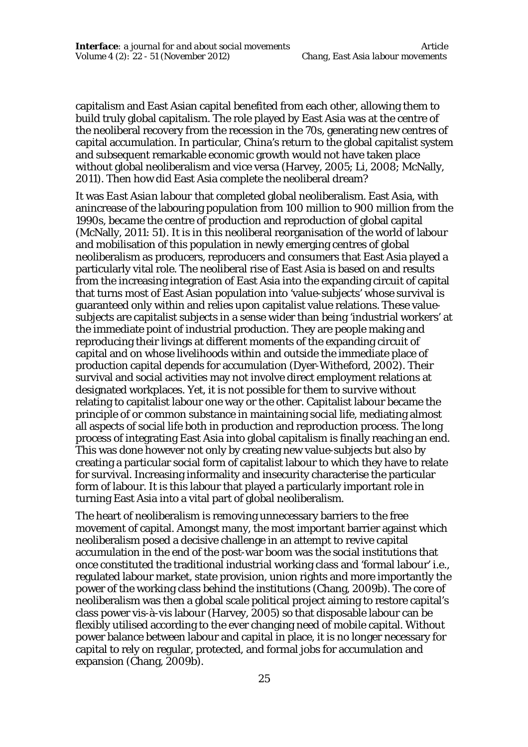capitalism and East Asian capital benefited from each other, allowing them to build truly global capitalism. The role played by East Asia was at the centre of the neoliberal recovery from the recession in the 70s, generating new centres of capital accumulation. In particular, China's return to the global capitalist system and subsequent remarkable economic growth would not have taken place without global neoliberalism and vice versa (Harvey, 2005; Li, 2008; McNally, 2011). Then how did East Asia complete the neoliberal dream?

It was *East Asian labour* that completed global neoliberalism. East Asia, with anincrease of the labouring population from 100 million to 900 million from the 1990s, became the centre of production and reproduction of global capital (McNally, 2011: 51). It is in this neoliberal reorganisation of the world of labour and mobilisation of this population in newly emerging centres of global neoliberalism as producers, reproducers and consumers that East Asia played a particularly vital role. The neoliberal rise of East Asia is based on and results from the increasing integration of East Asia into the expanding circuit of capital that turns most of East Asian population into 'value-subjects' whose survival is guaranteed only within and relies upon capitalist value relations. These value-subjects are capitalist subjects in a sense wider than being 'industrial workers' at the immediate point of industrial production. They are people making and reproducing their livings at different moments of the expanding circuit of capital and on whose livelihoods within and outside the immediate place of production capital depends for accumulation (Dyer-Witheford, 2002). Their survival and social activities may not involve direct employment relations at designated workplaces. Yet, it is not possible for them to survive without relating to capitalist labour one way or the other. Capitalist labour became the principle of or common substance in maintaining social life, mediating almost all aspects of social life both in production and reproduction process. The long process of integrating East Asia into global capitalism is finally reaching an end. This was done however not only by creating new value-subjects but also by creating a particular social form of capitalist labour to which they have to relate for survival. Increasing informality and insecurity characterise the particular form of labour. It is this labour that played a particularly important role in turning East Asia into a vital part of global neoliberalism.

The heart of neoliberalism is removing unnecessary barriers to the free movement of capital. Amongst many, the most important barrier against which neoliberalism posed a decisive challenge in an attempt to revive capital accumulation in the end of the post-war boom was the social institutions that once constituted the traditional industrial working class and 'formal labour' i.e., regulated labour market, state provision, union rights and more importantly the power of the working class behind the institutions (Chang, 2009b). The core of neoliberalism was then a global scale political project aiming to restore capital's class power vis-à-vis labour (Harvey, 2005) so that disposable labour can be flexibly utilised according to the ever changing need of mobile capital. Without power balance between labour and capital in place, it is no longer necessary for capital to rely on regular, protected, and formal jobs for accumulation and expansion (Chang, 2009b).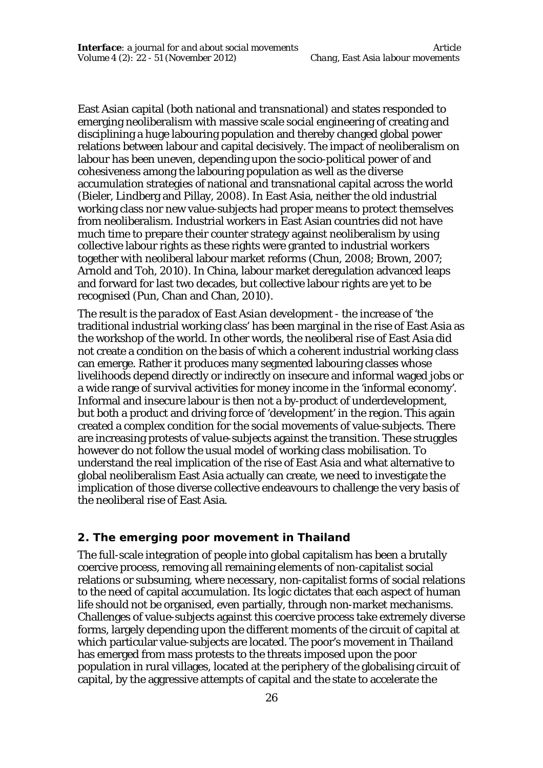East Asian capital (both national and transnational) and states responded to emerging neoliberalism with massive scale social engineering of creating and disciplining a huge labouring population and thereby changed global power relations between labour and capital decisively. The impact of neoliberalism on labour has been uneven, depending upon the socio-political power of and cohesiveness among the labouring population as well as the diverse accumulation strategies of national and transnational capital across the world (Bieler, Lindberg and Pillay, 2008). In East Asia, neither the old industrial working class nor new value-subjects had proper means to protect themselves from neoliberalism. Industrial workers in East Asian countries did not have much time to prepare their counter strategy against neoliberalism by using collective labour rights as these rights were granted to industrial workers together with neoliberal labour market reforms (Chun, 2008; Brown, 2007; Arnold and Toh, 2010). In China, labour market deregulation advanced leaps and forward for last two decades, but collective labour rights are yet to be recognised (Pun, Chan and Chan, 2010).

The result is the *paradox of East Asian development* - the increase of 'the traditional industrial working class' has been marginal in the rise of East Asia as the workshop of the world. In other words, the neoliberal rise of East Asia did not create a condition on the basis of which a coherent industrial working class can emerge. Rather it produces many segmented labouring classes whose livelihoods depend directly or indirectly on insecure and informal waged jobs or a wide range of survival activities for money income in the 'informal economy'. Informal and insecure labour is then not a by-product of underdevelopment, but both a product and driving force of 'development' in the region. This again created a complex condition for the social movements of value-subjects. There are increasing protests of value-subjects against the transition. These struggles however do not follow the usual model of working class mobilisation. To understand the real implication of the rise of East Asia and what alternative to global neoliberalism East Asia actually can create, we need to investigate the implication of those diverse collective endeavours to challenge the very basis of the neoliberal rise of East Asia.

## 2. The emerging poor movement in Thailand

The full-scale integration of people into global capitalism has been a brutally coercive process, removing all remaining elements of non-capitalist social relations or subsuming, where necessary, non-capitalist forms of social relations to the need of capital accumulation. Its logic dictates that each aspect of human life should not be organised, even partially, through non-market mechanisms. Challenges of value-subjects against this coercive process take extremely diverse forms, largely depending upon the different moments of the circuit of capital at which particular value-subjects are located. The poor's movement in Thailand has emerged from mass protests to the threats imposed upon the poor population in rural villages, located at the periphery of the globalising circuit of capital, by the aggressive attempts of capital and the state to accelerate the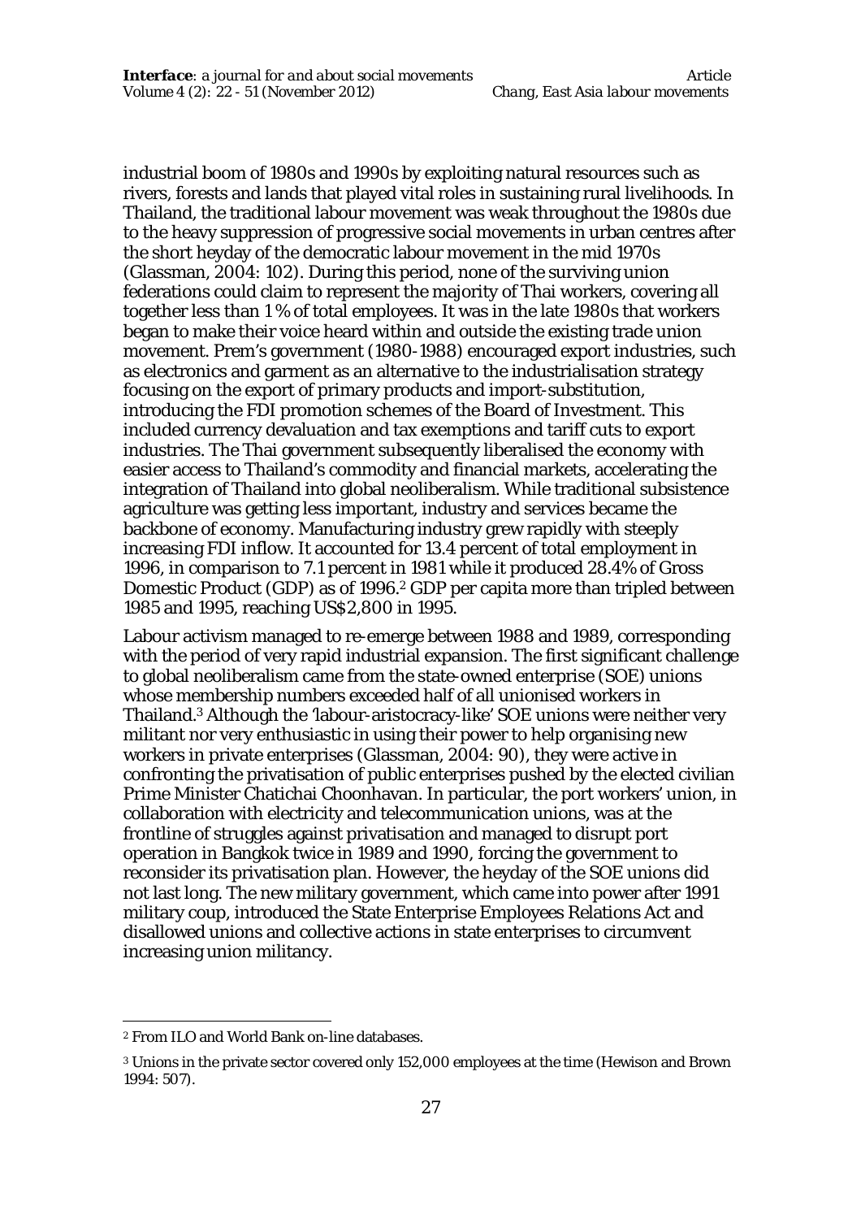industrial boom of 1980s and 1990s by exploiting natural resources such as rivers, forests and lands that played vital roles in sustaining rural livelihoods. In Thailand, the traditional labour movement was weak throughout the 1980s due to the heavy suppression of progressive social movements in urban centres after the short heyday of the democratic labour movement in the mid 1970s (Glassman, 2004: 102). During this period, none of the surviving union federations could claim to represent the majority of Thai workers, covering all together less than 1 % of total employees. It was in the late 1980s that workers began to make their voice heard within and outside the existing trade union movement. Prem's government (1980-1988) encouraged export industries, such as electronics and garment as an alternative to the industrialisation strategy focusing on the export of primary products and import-substitution, introducing the FDI promotion schemes of the Board of Investment. This included currency devaluation and tax exemptions and tariff cuts to export industries. The Thai government subsequently liberalised the economy with easier access to Thailand's commodity and financial markets, accelerating the integration of Thailand into global neoliberalism. While traditional subsistence agriculture was getting less important, industry and services became the backbone of economy. Manufacturing industry grew rapidly with steeply increasing FDI inflow. It accounted for 13.4 percent of total employment in 1996, in comparison to 7.1 percent in 1981 while it produced 28.4% of Gross Domestic Product (GDP) as of 1996.[2] GDP per capita more than tripled between 1985 and 1995, reaching US$2,800 in 1995.

Labour activism managed to re-emerge between 1988 and 1989, corresponding with the period of very rapid industrial expansion. The first significant challenge to global neoliberalism came from the state-owned enterprise (SOE) unions whose membership numbers exceeded half of all unionised workers in Thailand.[3] Although the 'labour-aristocracy-like' SOE unions were neither very militant nor very enthusiastic in using their power to help organising new workers in private enterprises (Glassman, 2004: 90), they were active in confronting the privatisation of public enterprises pushed by the elected civilian Prime Minister Chatichai Choonhavan. In particular, the port workers' union, in collaboration with electricity and telecommunication unions, was at the frontline of struggles against privatisation and managed to disrupt port operation in Bangkok twice in 1989 and 1990, forcing the government to reconsider its privatisation plan. However, the heyday of the SOE unions did not last long. The new military government, which came into power after 1991 military coup, introduced the State Enterprise Employees Relations Act and disallowed unions and collective actions in state enterprises to circumvent increasing union militancy.

---

[2] From ILO and World Bank on-line databases.

[3] Unions in the private sector covered only 152,000 employees at the time (Hewison and Brown 1994: 507).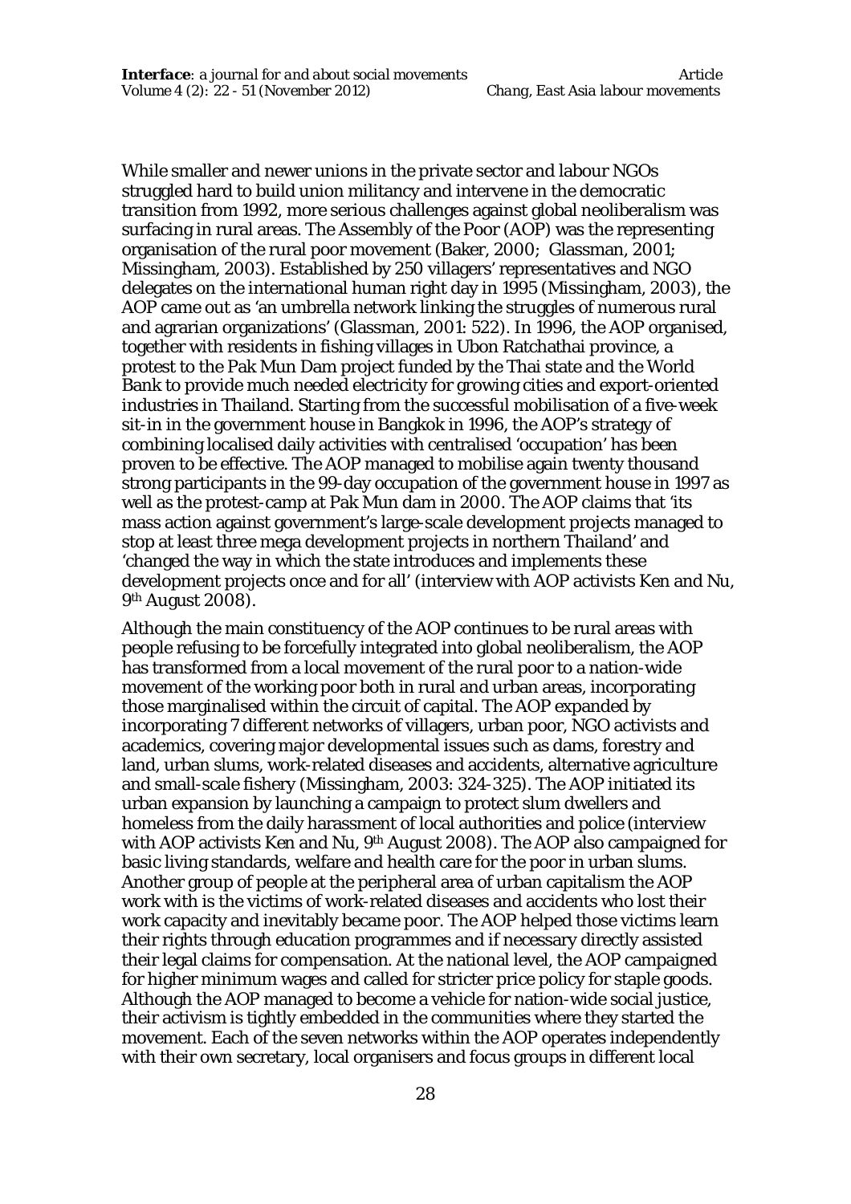While smaller and newer unions in the private sector and labour NGOs struggled hard to build union militancy and intervene in the democratic transition from 1992, more serious challenges against global neoliberalism was surfacing in rural areas. The Assembly of the Poor (AOP) was the representing organisation of the rural poor movement (Baker, 2000; Glassman, 2001; Missingham, 2003). Established by 250 villagers' representatives and NGO delegates on the international human right day in 1995 (Missingham, 2003), the AOP came out as 'an umbrella network linking the struggles of numerous rural and agrarian organizations' (Glassman, 2001: 522). In 1996, the AOP organised, together with residents in fishing villages in Ubon Ratchathai province, a protest to the Pak Mun Dam project funded by the Thai state and the World Bank to provide much needed electricity for growing cities and export-oriented industries in Thailand. Starting from the successful mobilisation of a five-week sit-in in the government house in Bangkok in 1996, the AOP's strategy of combining localised daily activities with centralised 'occupation' has been proven to be effective. The AOP managed to mobilise again twenty thousand strong participants in the 99-day occupation of the government house in 1997 as well as the protest-camp at Pak Mun dam in 2000. The AOP claims that 'its mass action against government's large-scale development projects managed to stop at least three mega development projects in northern Thailand' and 'changed the way in which the state introduces and implements these development projects once and for all' (interview with AOP activists Ken and Nu, 9th August 2008).

Although the main constituency of the AOP continues to be rural areas with people refusing to be forcefully integrated into global neoliberalism, the AOP has transformed from a local movement of the rural poor to a nation-wide movement of the working poor both in rural and urban areas, incorporating those marginalised within the circuit of capital. The AOP expanded by incorporating 7 different networks of villagers, urban poor, NGO activists and academics, covering major developmental issues such as dams, forestry and land, urban slums, work-related diseases and accidents, alternative agriculture and small-scale fishery (Missingham, 2003: 324-325). The AOP initiated its urban expansion by launching a campaign to protect slum dwellers and homeless from the daily harassment of local authorities and police (interview with AOP activists Ken and Nu, 9th August 2008). The AOP also campaigned for basic living standards, welfare and health care for the poor in urban slums. Another group of people at the peripheral area of urban capitalism the AOP work with is the victims of work-related diseases and accidents who lost their work capacity and inevitably became poor. The AOP helped those victims learn their rights through education programmes and if necessary directly assisted their legal claims for compensation. At the national level, the AOP campaigned for higher minimum wages and called for stricter price policy for staple goods. Although the AOP managed to become a vehicle for nation-wide social justice, their activism is tightly embedded in the communities where they started the movement. Each of the seven networks within the AOP operates independently with their own secretary, local organisers and focus groups in different local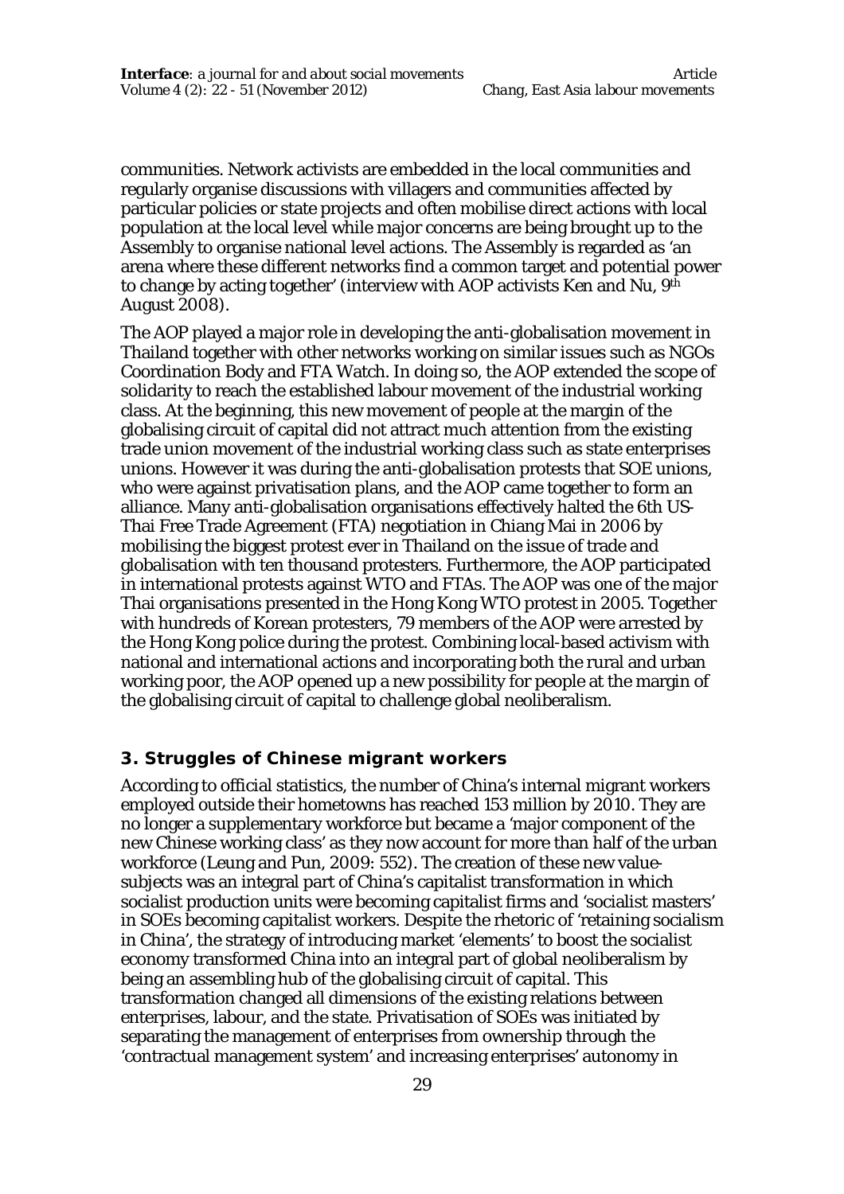communities. Network activists are embedded in the local communities and regularly organise discussions with villagers and communities affected by particular policies or state projects and often mobilise direct actions with local population at the local level while major concerns are being brought up to the Assembly to organise national level actions. The Assembly is regarded as 'an arena where these different networks find a common target and potential power to change by acting together' (interview with AOP activists Ken and Nu, 9th August 2008).

The AOP played a major role in developing the anti-globalisation movement in Thailand together with other networks working on similar issues such as NGOs Coordination Body and FTA Watch. In doing so, the AOP extended the scope of solidarity to reach the established labour movement of the industrial working class. At the beginning, this new movement of people at the margin of the globalising circuit of capital did not attract much attention from the existing trade union movement of the industrial working class such as state enterprises unions. However it was during the anti-globalisation protests that SOE unions, who were against privatisation plans, and the AOP came together to form an alliance. Many anti-globalisation organisations effectively halted the 6th US-Thai Free Trade Agreement (FTA) negotiation in Chiang Mai in 2006 by mobilising the biggest protest ever in Thailand on the issue of trade and globalisation with ten thousand protesters. Furthermore, the AOP participated in international protests against WTO and FTAs. The AOP was one of the major Thai organisations presented in the Hong Kong WTO protest in 2005. Together with hundreds of Korean protesters, 79 members of the AOP were arrested by the Hong Kong police during the protest. Combining local-based activism with national and international actions and incorporating both the rural and urban working poor, the AOP opened up a new possibility for people at the margin of the globalising circuit of capital to challenge global neoliberalism.

## 3. Struggles of Chinese migrant workers

According to official statistics, the number of China's internal migrant workers employed outside their hometowns has reached 153 million by 2010. They are no longer a supplementary workforce but became a 'major component of the new Chinese working class' as they now account for more than half of the urban workforce (Leung and Pun, 2009: 552). The creation of these new value-subjects was an integral part of China's capitalist transformation in which socialist production units were becoming capitalist firms and 'socialist masters' in SOEs becoming capitalist workers. Despite the rhetoric of 'retaining socialism in China', the strategy of introducing market 'elements' to boost the socialist economy transformed China into an integral part of global neoliberalism by being an assembling hub of the globalising circuit of capital. This transformation changed all dimensions of the existing relations between enterprises, labour, and the state. Privatisation of SOEs was initiated by separating the management of enterprises from ownership through the 'contractual management system' and increasing enterprises' autonomy in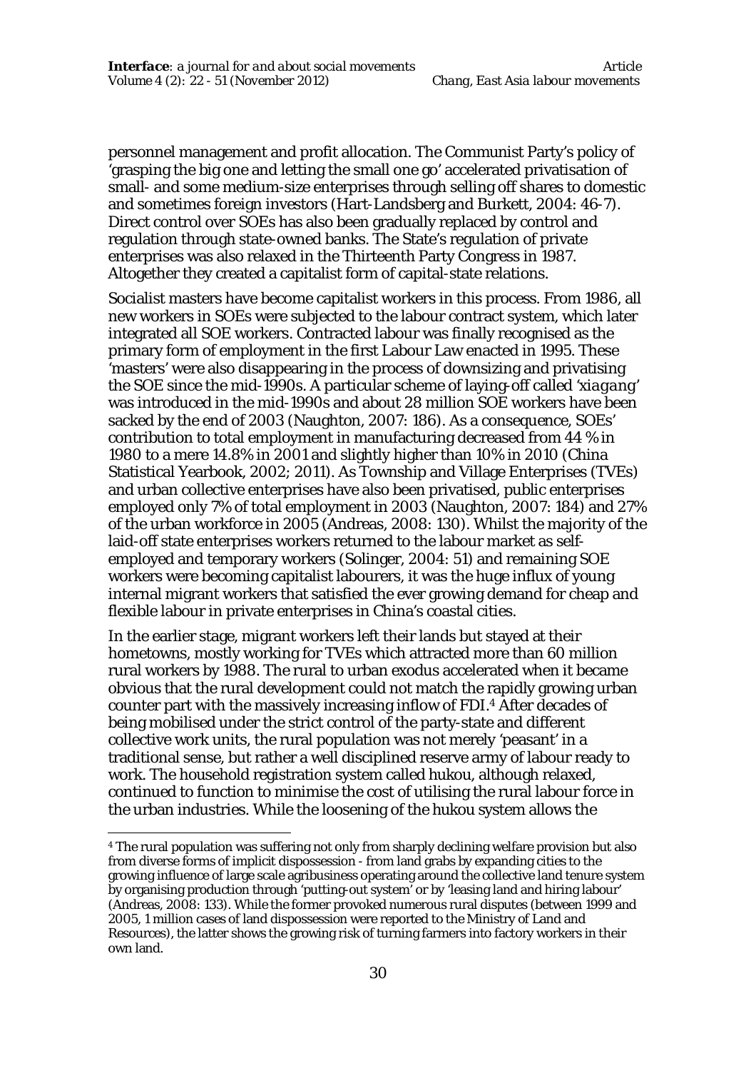personnel management and profit allocation. The Communist Party's policy of 'grasping the big one and letting the small one go' accelerated privatisation of small- and some medium-size enterprises through selling off shares to domestic and sometimes foreign investors (Hart-Landsberg and Burkett, 2004: 46-7). Direct control over SOEs has also been gradually replaced by control and regulation through state-owned banks. The State's regulation of private enterprises was also relaxed in the Thirteenth Party Congress in 1987. Altogether they created a capitalist form of capital-state relations.

Socialist masters have become capitalist workers in this process. From 1986, all new workers in SOEs were subjected to the labour contract system, which later integrated all SOE workers. Contracted labour was finally recognised as the primary form of employment in the first Labour Law enacted in 1995. These 'masters' were also disappearing in the process of downsizing and privatising the SOE since the mid-1990s. A particular scheme of laying-off called '*xiagang*' was introduced in the mid-1990s and about 28 million SOE workers have been sacked by the end of 2003 (Naughton, 2007: 186). As a consequence, SOEs' contribution to total employment in manufacturing decreased from 44 % in 1980 to a mere 14.8% in 2001 and slightly higher than 10% in 2010 (China Statistical Yearbook, 2002; 2011). As Township and Village Enterprises (TVEs) and urban collective enterprises have also been privatised, public enterprises employed only 7% of total employment in 2003 (Naughton, 2007: 184) and 27% of the urban workforce in 2005 (Andreas, 2008: 130). Whilst the majority of the laid-off state enterprises workers returned to the labour market as self-employed and temporary workers (Solinger, 2004: 51) and remaining SOE workers were becoming capitalist labourers, it was the huge influx of young internal migrant workers that satisfied the ever growing demand for cheap and flexible labour in private enterprises in China's coastal cities.

In the earlier stage, migrant workers left their lands but stayed at their hometowns, mostly working for TVEs which attracted more than 60 million rural workers by 1988. The rural to urban exodus accelerated when it became obvious that the rural development could not match the rapidly growing urban counter part with the massively increasing inflow of FDI.[4] After decades of being mobilised under the strict control of the party-state and different collective work units, the rural population was not merely 'peasant' in a traditional sense, but rather a well disciplined reserve army of labour ready to work. The household registration system called hukou, although relaxed, continued to function to minimise the cost of utilising the rural labour force in the urban industries. While the loosening of the hukou system allows the

[4] The rural population was suffering not only from sharply declining welfare provision but also from diverse forms of implicit dispossession - from land grabs by expanding cities to the growing influence of large scale agribusiness operating around the collective land tenure system by organising production through 'putting-out system' or by 'leasing land and hiring labour' (Andreas, 2008: 133). While the former provoked numerous rural disputes (between 1999 and 2005, 1 million cases of land dispossession were reported to the Ministry of Land and Resources), the latter shows the growing risk of turning farmers into factory workers in their own land.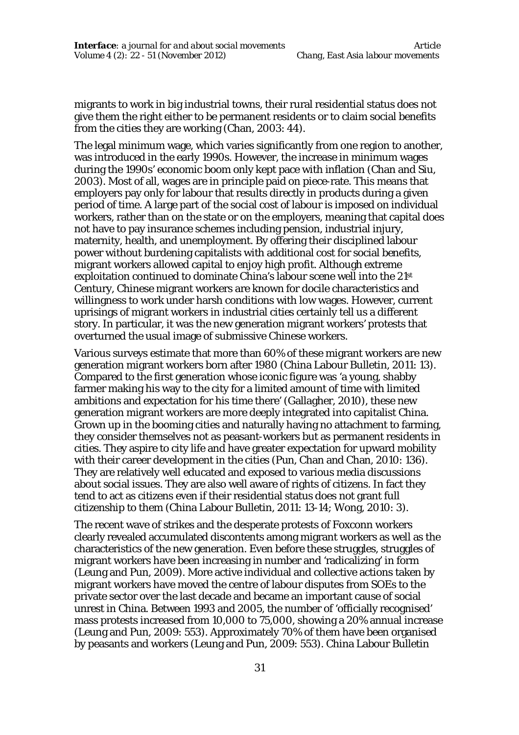migrants to work in big industrial towns, their rural residential status does not give them the right either to be permanent residents or to claim social benefits from the cities they are working (Chan, 2003: 44).

The legal minimum wage, which varies significantly from one region to another, was introduced in the early 1990s. However, the increase in minimum wages during the 1990s' economic boom only kept pace with inflation (Chan and Siu, 2003). Most of all, wages are in principle paid on piece-rate. This means that employers pay only for labour that results directly in products during a given period of time. A large part of the social cost of labour is imposed on individual workers, rather than on the state or on the employers, meaning that capital does not have to pay insurance schemes including pension, industrial injury, maternity, health, and unemployment. By offering their disciplined labour power without burdening capitalists with additional cost for social benefits, migrant workers allowed capital to enjoy high profit. Although extreme exploitation continued to dominate China's labour scene well into the 21st Century, Chinese migrant workers are known for docile characteristics and willingness to work under harsh conditions with low wages. However, current uprisings of migrant workers in industrial cities certainly tell us a different story. In particular, it was the new generation migrant workers' protests that overturned the usual image of submissive Chinese workers.

Various surveys estimate that more than 60% of these migrant workers are new generation migrant workers born after 1980 (China Labour Bulletin, 2011: 13). Compared to the first generation whose iconic figure was 'a young, shabby farmer making his way to the city for a limited amount of time with limited ambitions and expectation for his time there' (Gallagher, 2010), these new generation migrant workers are more deeply integrated into capitalist China. Grown up in the booming cities and naturally having no attachment to farming, they consider themselves not as peasant-workers but as permanent residents in cities. They aspire to city life and have greater expectation for upward mobility with their career development in the cities (Pun, Chan and Chan, 2010: 136). They are relatively well educated and exposed to various media discussions about social issues. They are also well aware of rights of citizens. In fact they tend to act as citizens even if their residential status does not grant full citizenship to them (China Labour Bulletin, 2011: 13-14; Wong, 2010: 3).

The recent wave of strikes and the desperate protests of Foxconn workers clearly revealed accumulated discontents among migrant workers as well as the characteristics of the new generation. Even before these struggles, struggles of migrant workers have been increasing in number and 'radicalizing' in form (Leung and Pun, 2009). More active individual and collective actions taken by migrant workers have moved the centre of labour disputes from SOEs to the private sector over the last decade and became an important cause of social unrest in China. Between 1993 and 2005, the number of 'officially recognised' mass protests increased from 10,000 to 75,000, showing a 20% annual increase (Leung and Pun, 2009: 553). Approximately 70% of them have been organised by peasants and workers (Leung and Pun, 2009: 553). China Labour Bulletin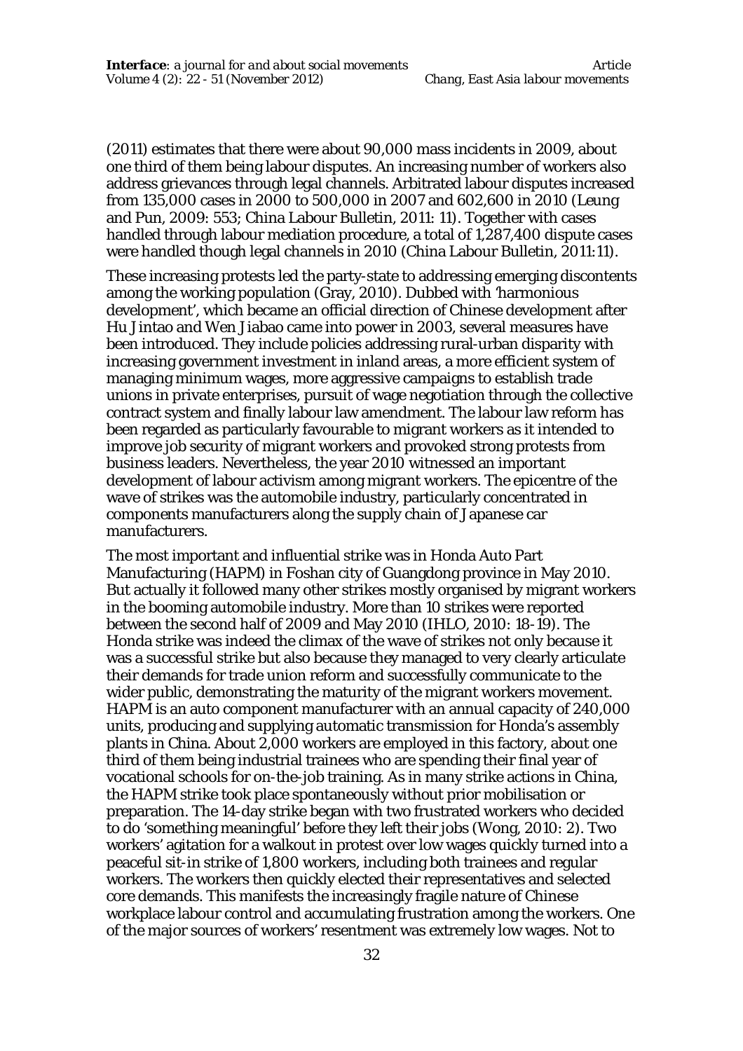(2011) estimates that there were about 90,000 mass incidents in 2009, about one third of them being labour disputes. An increasing number of workers also address grievances through legal channels. Arbitrated labour disputes increased from 135,000 cases in 2000 to 500,000 in 2007 and 602,600 in 2010 (Leung and Pun, 2009: 553; China Labour Bulletin, 2011: 11). Together with cases handled through labour mediation procedure, a total of 1,287,400 dispute cases were handled though legal channels in 2010 (China Labour Bulletin, 2011:11).

These increasing protests led the party-state to addressing emerging discontents among the working population (Gray, 2010). Dubbed with 'harmonious development', which became an official direction of Chinese development after Hu Jintao and Wen Jiabao came into power in 2003, several measures have been introduced. They include policies addressing rural-urban disparity with increasing government investment in inland areas, a more efficient system of managing minimum wages, more aggressive campaigns to establish trade unions in private enterprises, pursuit of wage negotiation through the collective contract system and finally labour law amendment. The labour law reform has been regarded as particularly favourable to migrant workers as it intended to improve job security of migrant workers and provoked strong protests from business leaders. Nevertheless, the year 2010 witnessed an important development of labour activism among migrant workers. The epicentre of the wave of strikes was the automobile industry, particularly concentrated in components manufacturers along the supply chain of Japanese car manufacturers.

The most important and influential strike was in Honda Auto Part Manufacturing (HAPM) in Foshan city of Guangdong province in May 2010. But actually it followed many other strikes mostly organised by migrant workers in the booming automobile industry. More than 10 strikes were reported between the second half of 2009 and May 2010 (IHLO, 2010: 18-19). The Honda strike was indeed the climax of the wave of strikes not only because it was a successful strike but also because they managed to very clearly articulate their demands for trade union reform and successfully communicate to the wider public, demonstrating the maturity of the migrant workers movement. HAPM is an auto component manufacturer with an annual capacity of 240,000 units, producing and supplying automatic transmission for Honda's assembly plants in China. About 2,000 workers are employed in this factory, about one third of them being industrial trainees who are spending their final year of vocational schools for on-the-job training. As in many strike actions in China, the HAPM strike took place spontaneously without prior mobilisation or preparation. The 14-day strike began with two frustrated workers who decided to do 'something meaningful' before they left their jobs (Wong, 2010: 2). Two workers' agitation for a walkout in protest over low wages quickly turned into a peaceful sit-in strike of 1,800 workers, including both trainees and regular workers. The workers then quickly elected their representatives and selected core demands. This manifests the increasingly fragile nature of Chinese workplace labour control and accumulating frustration among the workers. One of the major sources of workers' resentment was extremely low wages. Not to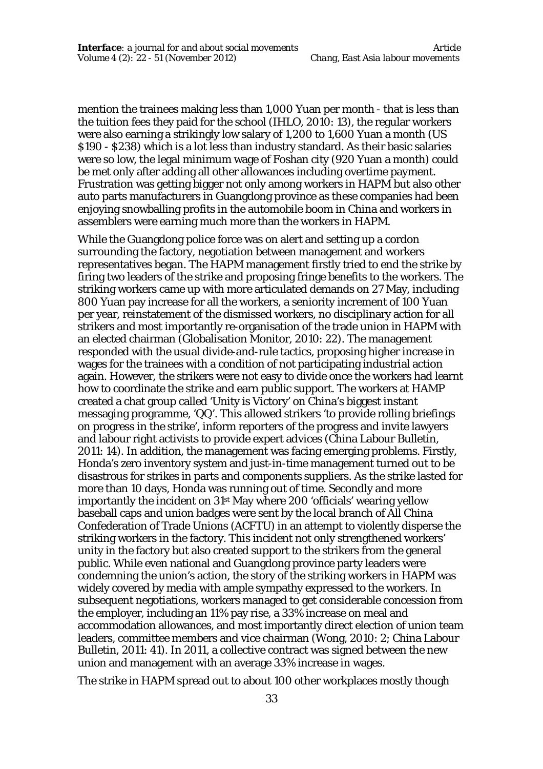mention the trainees making less than 1,000 Yuan per month - that is less than the tuition fees they paid for the school (IHLO, 2010: 13), the regular workers were also earning a strikingly low salary of 1,200 to 1,600 Yuan a month (US $190 - $238) which is a lot less than industry standard. As their basic salaries were so low, the legal minimum wage of Foshan city (920 Yuan a month) could be met only after adding all other allowances including overtime payment. Frustration was getting bigger not only among workers in HAPM but also other auto parts manufacturers in Guangdong province as these companies had been enjoying snowballing profits in the automobile boom in China and workers in assemblers were earning much more than the workers in HAPM.

While the Guangdong police force was on alert and setting up a cordon surrounding the factory, negotiation between management and workers representatives began. The HAPM management firstly tried to end the strike by firing two leaders of the strike and proposing fringe benefits to the workers. The striking workers came up with more articulated demands on 27 May, including 800 Yuan pay increase for all the workers, a seniority increment of 100 Yuan per year, reinstatement of the dismissed workers, no disciplinary action for all strikers and most importantly re-organisation of the trade union in HAPM with an elected chairman (Globalisation Monitor, 2010: 22). The management responded with the usual divide-and-rule tactics, proposing higher increase in wages for the trainees with a condition of not participating industrial action again. However, the strikers were not easy to divide once the workers had learnt how to coordinate the strike and earn public support. The workers at HAMP created a chat group called 'Unity is Victory' on China's biggest instant messaging programme, 'QQ'. This allowed strikers 'to provide rolling briefings on progress in the strike', inform reporters of the progress and invite lawyers and labour right activists to provide expert advices (China Labour Bulletin, 2011: 14). In addition, the management was facing emerging problems. Firstly, Honda's zero inventory system and just-in-time management turned out to be disastrous for strikes in parts and components suppliers. As the strike lasted for more than 10 days, Honda was running out of time. Secondly and more importantly the incident on 31st May where 200 'officials' wearing yellow baseball caps and union badges were sent by the local branch of All China Confederation of Trade Unions (ACFTU) in an attempt to violently disperse the striking workers in the factory. This incident not only strengthened workers' unity in the factory but also created support to the strikers from the general public. While even national and Guangdong province party leaders were condemning the union's action, the story of the striking workers in HAPM was widely covered by media with ample sympathy expressed to the workers. In subsequent negotiations, workers managed to get considerable concession from the employer, including an 11% pay rise, a 33% increase on meal and accommodation allowances, and most importantly direct election of union team leaders, committee members and vice chairman (Wong, 2010: 2; China Labour Bulletin, 2011: 41). In 2011, a collective contract was signed between the new union and management with an average 33% increase in wages.

The strike in HAPM spread out to about 100 other workplaces mostly though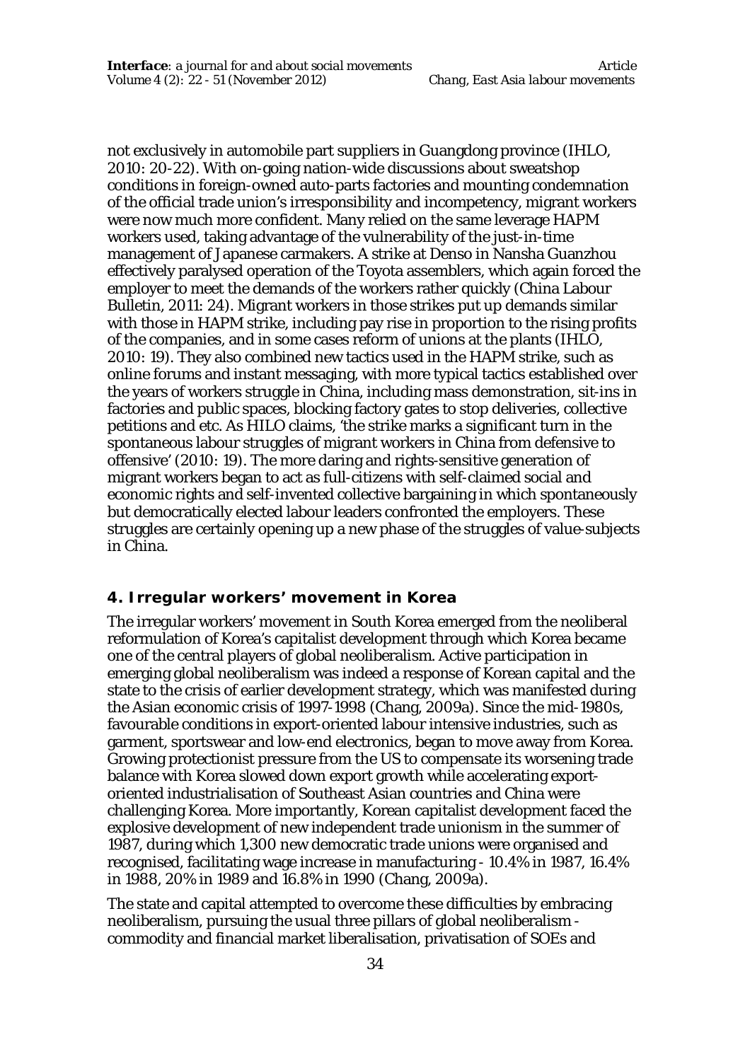not exclusively in automobile part suppliers in Guangdong province (IHLO, 2010: 20-22). With on-going nation-wide discussions about sweatshop conditions in foreign-owned auto-parts factories and mounting condemnation of the official trade union's irresponsibility and incompetency, migrant workers were now much more confident. Many relied on the same leverage HAPM workers used, taking advantage of the vulnerability of the just-in-time management of Japanese carmakers. A strike at Denso in Nansha Guanzhou effectively paralysed operation of the Toyota assemblers, which again forced the employer to meet the demands of the workers rather quickly (China Labour Bulletin, 2011: 24). Migrant workers in those strikes put up demands similar with those in HAPM strike, including pay rise in proportion to the rising profits of the companies, and in some cases reform of unions at the plants (IHLO, 2010: 19). They also combined new tactics used in the HAPM strike, such as online forums and instant messaging, with more typical tactics established over the years of workers struggle in China, including mass demonstration, sit-ins in factories and public spaces, blocking factory gates to stop deliveries, collective petitions and etc. As HILO claims, 'the strike marks a significant turn in the spontaneous labour struggles of migrant workers in China from defensive to offensive' (2010: 19). The more daring and rights-sensitive generation of migrant workers began to act as full-citizens with self-claimed social and economic rights and self-invented collective bargaining in which spontaneously but democratically elected labour leaders confronted the employers. These struggles are certainly opening up a new phase of the struggles of value-subjects in China.

## 4. Irregular workers' movement in Korea

The irregular workers' movement in South Korea emerged from the neoliberal reformulation of Korea's capitalist development through which Korea became one of the central players of global neoliberalism. Active participation in emerging global neoliberalism was indeed a response of Korean capital and the state to the crisis of earlier development strategy, which was manifested during the Asian economic crisis of 1997-1998 (Chang, 2009a). Since the mid-1980s, favourable conditions in export-oriented labour intensive industries, such as garment, sportswear and low-end electronics, began to move away from Korea. Growing protectionist pressure from the US to compensate its worsening trade balance with Korea slowed down export growth while accelerating export-oriented industrialisation of Southeast Asian countries and China were challenging Korea. More importantly, Korean capitalist development faced the explosive development of new independent trade unionism in the summer of 1987, during which 1,300 new democratic trade unions were organised and recognised, facilitating wage increase in manufacturing - 10.4% in 1987, 16.4% in 1988, 20% in 1989 and 16.8% in 1990 (Chang, 2009a).

The state and capital attempted to overcome these difficulties by embracing neoliberalism, pursuing the usual three pillars of global neoliberalism - commodity and financial market liberalisation, privatisation of SOEs and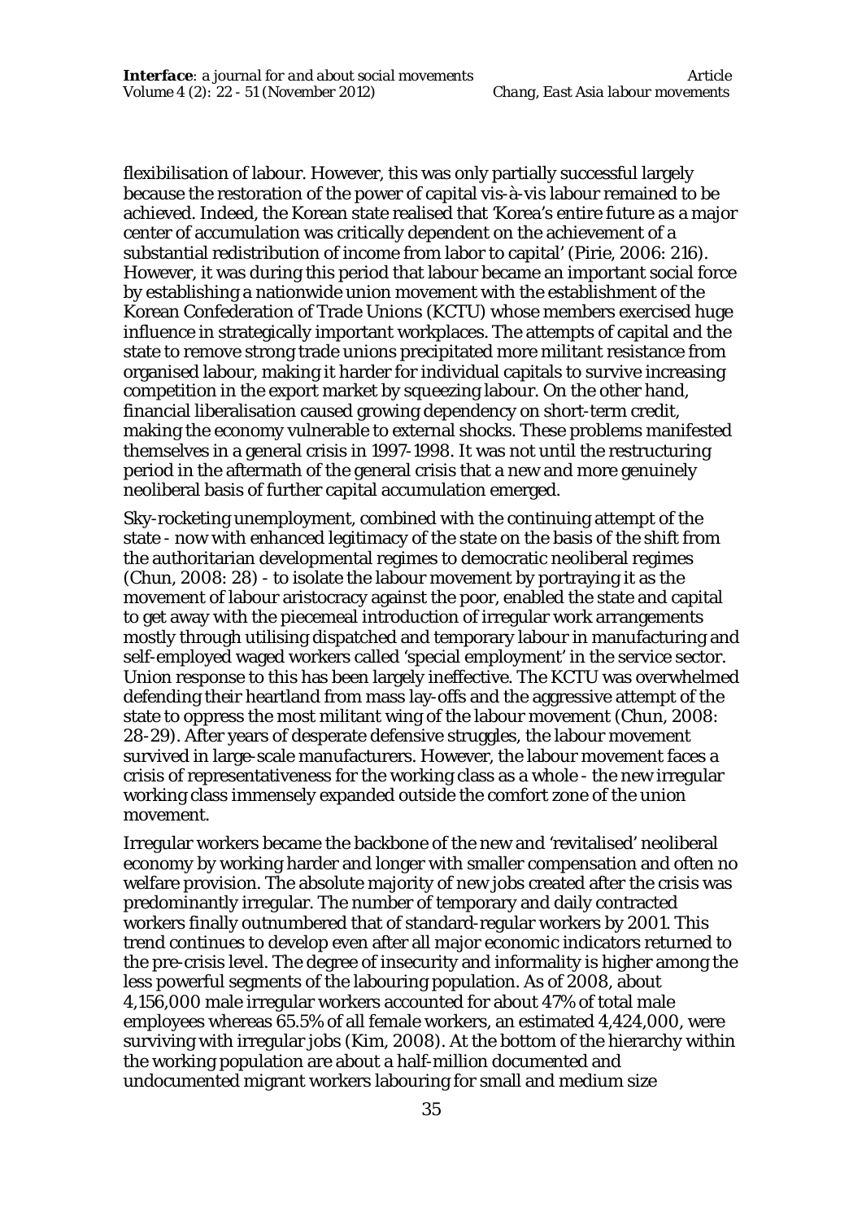flexibilisation of labour. However, this was only partially successful largely because the restoration of the power of capital vis-à-vis labour remained to be achieved. Indeed, the Korean state realised that 'Korea's entire future as a major center of accumulation was critically dependent on the achievement of a substantial redistribution of income from labor to capital' (Pirie, 2006: 216). However, it was during this period that labour became an important social force by establishing a nationwide union movement with the establishment of the Korean Confederation of Trade Unions (KCTU) whose members exercised huge influence in strategically important workplaces. The attempts of capital and the state to remove strong trade unions precipitated more militant resistance from organised labour, making it harder for individual capitals to survive increasing competition in the export market by squeezing labour. On the other hand, financial liberalisation caused growing dependency on short-term credit, making the economy vulnerable to external shocks. These problems manifested themselves in a general crisis in 1997-1998. It was not until the restructuring period in the aftermath of the general crisis that a new and more genuinely neoliberal basis of further capital accumulation emerged.

Sky-rocketing unemployment, combined with the continuing attempt of the state - now with enhanced legitimacy of the state on the basis of the shift from the authoritarian developmental regimes to democratic neoliberal regimes (Chun, 2008: 28) - to isolate the labour movement by portraying it as the movement of labour aristocracy against the poor, enabled the state and capital to get away with the piecemeal introduction of irregular work arrangements mostly through utilising dispatched and temporary labour in manufacturing and self-employed waged workers called 'special employment' in the service sector. Union response to this has been largely ineffective. The KCTU was overwhelmed defending their heartland from mass lay-offs and the aggressive attempt of the state to oppress the most militant wing of the labour movement (Chun, 2008: 28-29). After years of desperate defensive struggles, the labour movement survived in large-scale manufacturers. However, the labour movement faces a crisis of representativeness for the working class as a whole - the new irregular working class immensely expanded outside the comfort zone of the union movement.

Irregular workers became the backbone of the new and 'revitalised' neoliberal economy by working harder and longer with smaller compensation and often no welfare provision. The absolute majority of new jobs created after the crisis was predominantly irregular. The number of temporary and daily contracted workers finally outnumbered that of standard-regular workers by 2001. This trend continues to develop even after all major economic indicators returned to the pre-crisis level. The degree of insecurity and informality is higher among the less powerful segments of the labouring population. As of 2008, about 4,156,000 male irregular workers accounted for about 47% of total male employees whereas 65.5% of all female workers, an estimated 4,424,000, were surviving with irregular jobs (Kim, 2008). At the bottom of the hierarchy within the working population are about a half-million documented and undocumented migrant workers labouring for small and medium size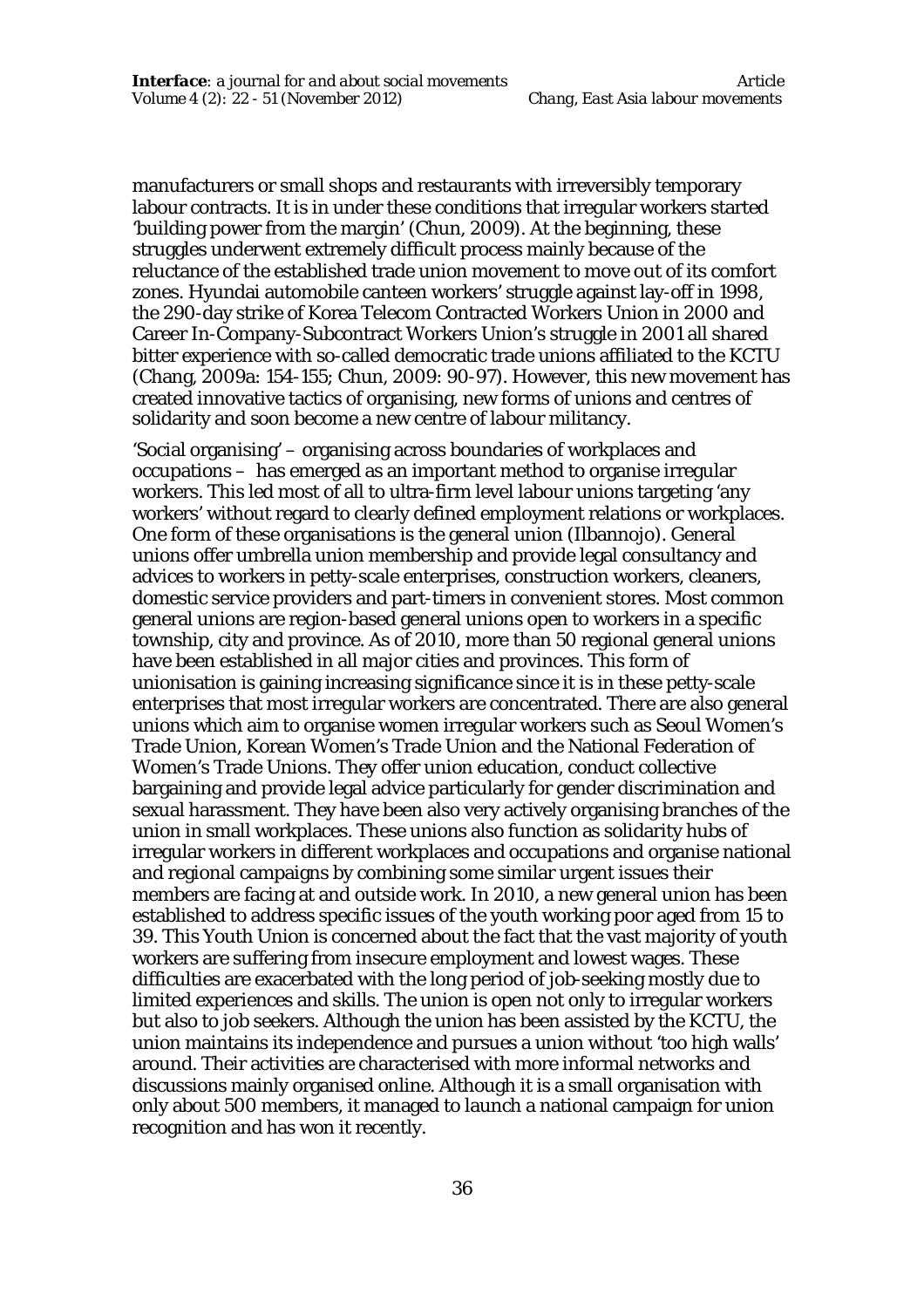manufacturers or small shops and restaurants with irreversibly temporary labour contracts. It is in under these conditions that irregular workers started 'building power from the margin' (Chun, 2009). At the beginning, these struggles underwent extremely difficult process mainly because of the reluctance of the established trade union movement to move out of its comfort zones. Hyundai automobile canteen workers' struggle against lay-off in 1998, the 290-day strike of Korea Telecom Contracted Workers Union in 2000 and Career In-Company-Subcontract Workers Union's struggle in 2001 all shared bitter experience with so-called democratic trade unions affiliated to the KCTU (Chang, 2009a: 154-155; Chun, 2009: 90-97). However, this new movement has created innovative tactics of organising, new forms of unions and centres of solidarity and soon become a new centre of labour militancy.

'Social organising' – organising across boundaries of workplaces and occupations – has emerged as an important method to organise irregular workers. This led most of all to ultra-firm level labour unions targeting 'any workers' without regard to clearly defined employment relations or workplaces. One form of these organisations is the general union (Ilbannojo). General unions offer umbrella union membership and provide legal consultancy and advices to workers in petty-scale enterprises, construction workers, cleaners, domestic service providers and part-timers in convenient stores. Most common general unions are region-based general unions open to workers in a specific township, city and province. As of 2010, more than 50 regional general unions have been established in all major cities and provinces. This form of unionisation is gaining increasing significance since it is in these petty-scale enterprises that most irregular workers are concentrated. There are also general unions which aim to organise women irregular workers such as Seoul Women's Trade Union, Korean Women's Trade Union and the National Federation of Women's Trade Unions. They offer union education, conduct collective bargaining and provide legal advice particularly for gender discrimination and sexual harassment. They have been also very actively organising branches of the union in small workplaces. These unions also function as solidarity hubs of irregular workers in different workplaces and occupations and organise national and regional campaigns by combining some similar urgent issues their members are facing at and outside work. In 2010, a new general union has been established to address specific issues of the youth working poor aged from 15 to 39. This Youth Union is concerned about the fact that the vast majority of youth workers are suffering from insecure employment and lowest wages. These difficulties are exacerbated with the long period of job-seeking mostly due to limited experiences and skills. The union is open not only to irregular workers but also to job seekers. Although the union has been assisted by the KCTU, the union maintains its independence and pursues a union without 'too high walls' around. Their activities are characterised with more informal networks and discussions mainly organised online. Although it is a small organisation with only about 500 members, it managed to launch a national campaign for union recognition and has won it recently.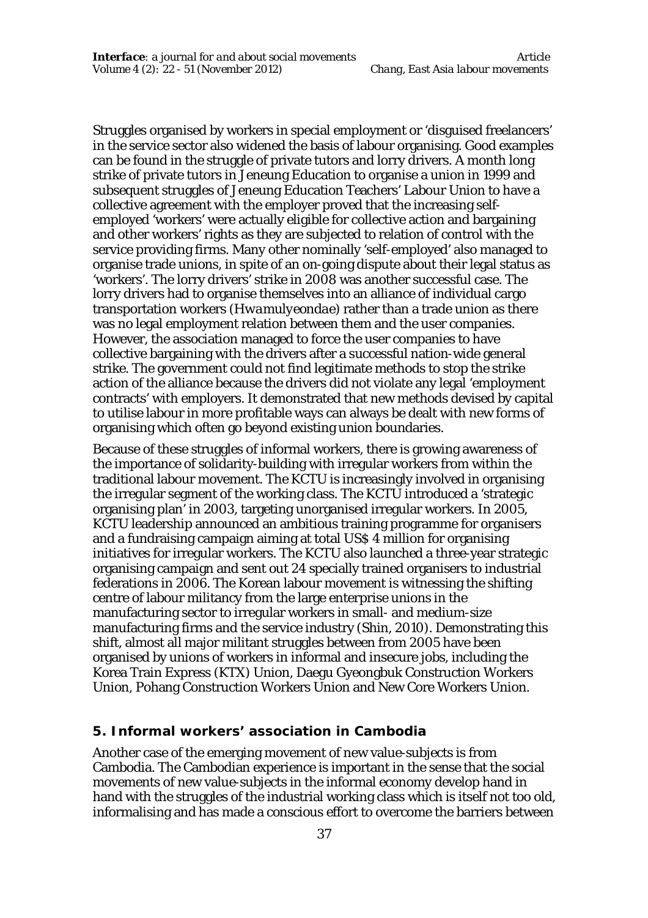Struggles organised by workers in special employment or 'disguised freelancers' in the service sector also widened the basis of labour organising. Good examples can be found in the struggle of private tutors and lorry drivers. A month long strike of private tutors in Jeneung Education to organise a union in 1999 and subsequent struggles of Jeneung Education Teachers' Labour Union to have a collective agreement with the employer proved that the increasing self-employed 'workers' were actually eligible for collective action and bargaining and other workers' rights as they are subjected to relation of control with the service providing firms. Many other nominally 'self-employed' also managed to organise trade unions, in spite of an on-going dispute about their legal status as 'workers'. The lorry drivers' strike in 2008 was another successful case. The lorry drivers had to organise themselves into an alliance of individual cargo transportation workers (*Hwamulyeondae*) rather than a trade union as there was no legal employment relation between them and the user companies. However, the association managed to force the user companies to have collective bargaining with the drivers after a successful nation-wide general strike. The government could not find legitimate methods to stop the strike action of the alliance because the drivers did not violate any legal 'employment contracts' with employers. It demonstrated that new methods devised by capital to utilise labour in more profitable ways can always be dealt with new forms of organising which often go beyond existing union boundaries.

Because of these struggles of informal workers, there is growing awareness of the importance of solidarity-building with irregular workers from within the traditional labour movement. The KCTU is increasingly involved in organising the irregular segment of the working class. The KCTU introduced a 'strategic organising plan' in 2003, targeting unorganised irregular workers. In 2005, KCTU leadership announced an ambitious training programme for organisers and a fundraising campaign aiming at total US$ 4 million for organising initiatives for irregular workers. The KCTU also launched a three-year strategic organising campaign and sent out 24 specially trained organisers to industrial federations in 2006. The Korean labour movement is witnessing the shifting centre of labour militancy from the large enterprise unions in the manufacturing sector to irregular workers in small- and medium-size manufacturing firms and the service industry (Shin, 2010). Demonstrating this shift, almost all major militant struggles between from 2005 have been organised by unions of workers in informal and insecure jobs, including the Korea Train Express (KTX) Union, Daegu Gyeongbuk Construction Workers Union, Pohang Construction Workers Union and New Core Workers Union.

## 5. Informal workers' association in Cambodia

Another case of the emerging movement of new value-subjects is from Cambodia. The Cambodian experience is important in the sense that the social movements of new value-subjects in the informal economy develop hand in hand with the struggles of the industrial working class which is itself not too old, informalising and has made a conscious effort to overcome the barriers between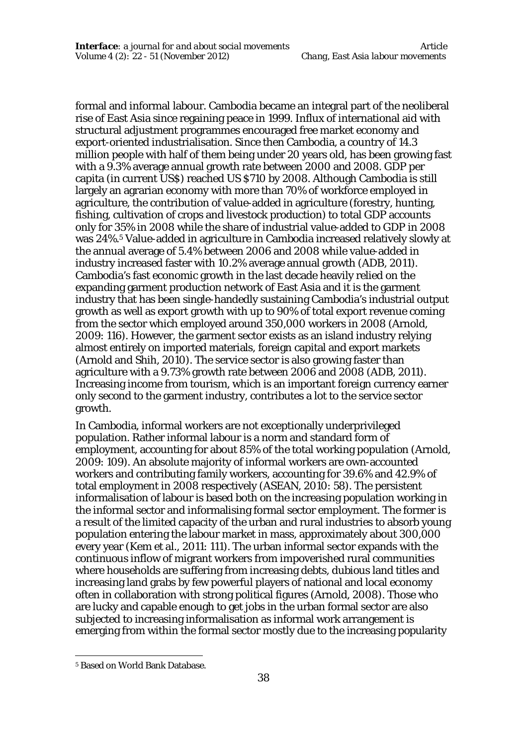formal and informal labour. Cambodia became an integral part of the neoliberal rise of East Asia since regaining peace in 1999. Influx of international aid with structural adjustment programmes encouraged free market economy and export-oriented industrialisation. Since then Cambodia, a country of 14.3 million people with half of them being under 20 years old, has been growing fast with a 9.3% average annual growth rate between 2000 and 2008. GDP per capita (in current US$) reached US $710 by 2008. Although Cambodia is still largely an agrarian economy with more than 70% of workforce employed in agriculture, the contribution of value-added in agriculture (forestry, hunting, fishing, cultivation of crops and livestock production) to total GDP accounts only for 35% in 2008 while the share of industrial value-added to GDP in 2008 was 24%.[5] Value-added in agriculture in Cambodia increased relatively slowly at the annual average of 5.4% between 2006 and 2008 while value-added in industry increased faster with 10.2% average annual growth (ADB, 2011). Cambodia's fast economic growth in the last decade heavily relied on the expanding garment production network of East Asia and it is the garment industry that has been single-handedly sustaining Cambodia's industrial output growth as well as export growth with up to 90% of total export revenue coming from the sector which employed around 350,000 workers in 2008 (Arnold, 2009: 116). However, the garment sector exists as an island industry relying almost entirely on imported materials, foreign capital and export markets (Arnold and Shih, 2010). The service sector is also growing faster than agriculture with a 9.73% growth rate between 2006 and 2008 (ADB, 2011). Increasing income from tourism, which is an important foreign currency earner only second to the garment industry, contributes a lot to the service sector growth.

In Cambodia, informal workers are not exceptionally underprivileged population. Rather informal labour is a norm and standard form of employment, accounting for about 85% of the total working population (Arnold, 2009: 109). An absolute majority of informal workers are own-accounted workers and contributing family workers, accounting for 39.6% and 42.9% of total employment in 2008 respectively (ASEAN, 2010: 58). The persistent informalisation of labour is based both on the increasing population working in the informal sector and informalising formal sector employment. The former is a result of the limited capacity of the urban and rural industries to absorb young population entering the labour market in mass, approximately about 300,000 every year (Kem et al., 2011: 111). The urban informal sector expands with the continuous inflow of migrant workers from impoverished rural communities where households are suffering from increasing debts, dubious land titles and increasing land grabs by few powerful players of national and local economy often in collaboration with strong political figures (Arnold, 2008). Those who are lucky and capable enough to get jobs in the urban formal sector are also subjected to increasing informalisation as informal work arrangement is emerging from within the formal sector mostly due to the increasing popularity

[5] Based on World Bank Database.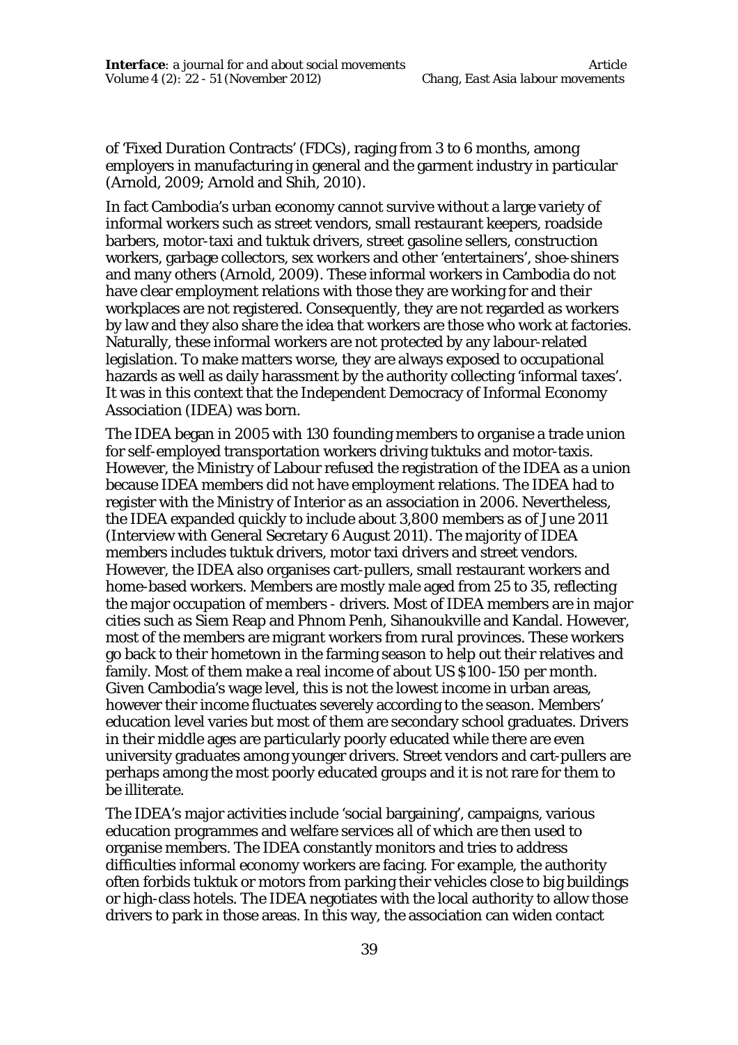of 'Fixed Duration Contracts' (FDCs), raging from 3 to 6 months, among employers in manufacturing in general and the garment industry in particular (Arnold, 2009; Arnold and Shih, 2010).

In fact Cambodia's urban economy cannot survive without a large variety of informal workers such as street vendors, small restaurant keepers, roadside barbers, motor-taxi and tuktuk drivers, street gasoline sellers, construction workers, garbage collectors, sex workers and other 'entertainers', shoe-shiners and many others (Arnold, 2009). These informal workers in Cambodia do not have clear employment relations with those they are working for and their workplaces are not registered. Consequently, they are not regarded as workers by law and they also share the idea that workers are those who work at factories. Naturally, these informal workers are not protected by any labour-related legislation. To make matters worse, they are always exposed to occupational hazards as well as daily harassment by the authority collecting 'informal taxes'. It was in this context that the Independent Democracy of Informal Economy Association (IDEA) was born.

The IDEA began in 2005 with 130 founding members to organise a trade union for self-employed transportation workers driving tuktuks and motor-taxis. However, the Ministry of Labour refused the registration of the IDEA as a union because IDEA members did not have employment relations. The IDEA had to register with the Ministry of Interior as an association in 2006. Nevertheless, the IDEA expanded quickly to include about 3,800 members as of June 2011 (Interview with General Secretary 6 August 2011). The majority of IDEA members includes tuktuk drivers, motor taxi drivers and street vendors. However, the IDEA also organises cart-pullers, small restaurant workers and home-based workers. Members are mostly male aged from 25 to 35, reflecting the major occupation of members - drivers. Most of IDEA members are in major cities such as Siem Reap and Phnom Penh, Sihanoukville and Kandal. However, most of the members are migrant workers from rural provinces. These workers go back to their hometown in the farming season to help out their relatives and family. Most of them make a real income of about US $100-150 per month. Given Cambodia's wage level, this is not the lowest income in urban areas, however their income fluctuates severely according to the season. Members' education level varies but most of them are secondary school graduates. Drivers in their middle ages are particularly poorly educated while there are even university graduates among younger drivers. Street vendors and cart-pullers are perhaps among the most poorly educated groups and it is not rare for them to be illiterate.

The IDEA's major activities include 'social bargaining', campaigns, various education programmes and welfare services all of which are then used to organise members. The IDEA constantly monitors and tries to address difficulties informal economy workers are facing. For example, the authority often forbids tuktuk or motors from parking their vehicles close to big buildings or high-class hotels. The IDEA negotiates with the local authority to allow those drivers to park in those areas. In this way, the association can widen contact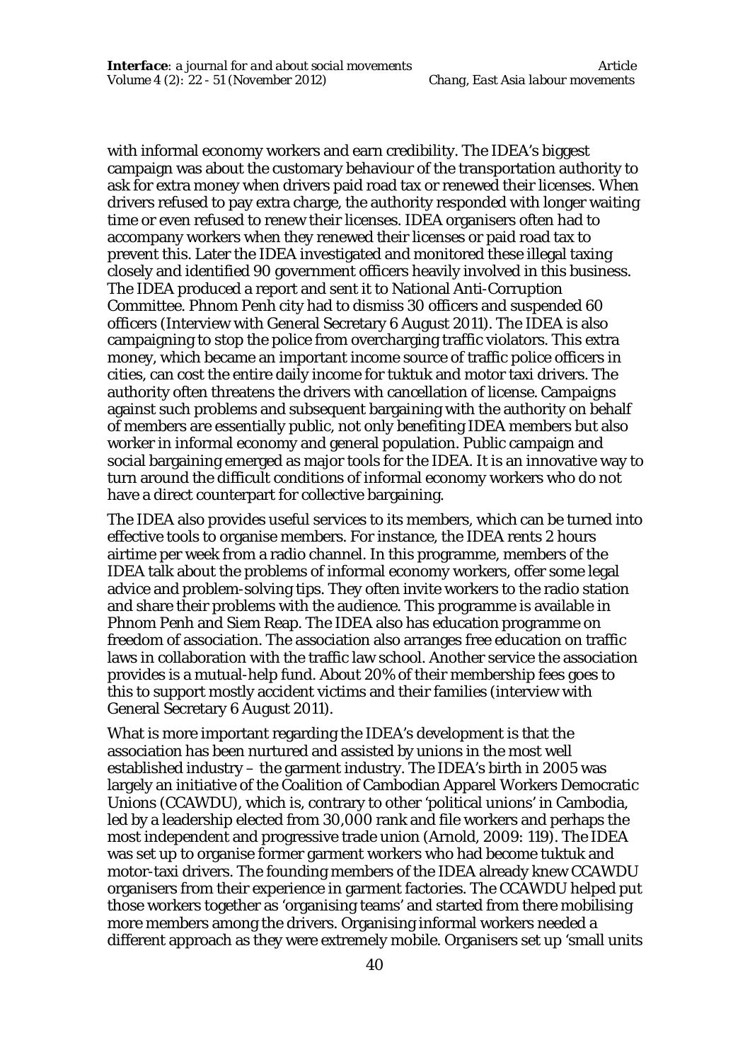with informal economy workers and earn credibility. The IDEA's biggest campaign was about the customary behaviour of the transportation authority to ask for extra money when drivers paid road tax or renewed their licenses. When drivers refused to pay extra charge, the authority responded with longer waiting time or even refused to renew their licenses. IDEA organisers often had to accompany workers when they renewed their licenses or paid road tax to prevent this. Later the IDEA investigated and monitored these illegal taxing closely and identified 90 government officers heavily involved in this business. The IDEA produced a report and sent it to National Anti-Corruption Committee. Phnom Penh city had to dismiss 30 officers and suspended 60 officers (Interview with General Secretary 6 August 2011). The IDEA is also campaigning to stop the police from overcharging traffic violators. This extra money, which became an important income source of traffic police officers in cities, can cost the entire daily income for tuktuk and motor taxi drivers. The authority often threatens the drivers with cancellation of license. Campaigns against such problems and subsequent bargaining with the authority on behalf of members are essentially public, not only benefiting IDEA members but also worker in informal economy and general population. Public campaign and social bargaining emerged as major tools for the IDEA. It is an innovative way to turn around the difficult conditions of informal economy workers who do not have a direct counterpart for collective bargaining.

The IDEA also provides useful services to its members, which can be turned into effective tools to organise members. For instance, the IDEA rents 2 hours airtime per week from a radio channel. In this programme, members of the IDEA talk about the problems of informal economy workers, offer some legal advice and problem-solving tips. They often invite workers to the radio station and share their problems with the audience. This programme is available in Phnom Penh and Siem Reap. The IDEA also has education programme on freedom of association. The association also arranges free education on traffic laws in collaboration with the traffic law school. Another service the association provides is a mutual-help fund. About 20% of their membership fees goes to this to support mostly accident victims and their families (interview with General Secretary 6 August 2011).

What is more important regarding the IDEA's development is that the association has been nurtured and assisted by unions in the most well established industry – the garment industry. The IDEA's birth in 2005 was largely an initiative of the Coalition of Cambodian Apparel Workers Democratic Unions (CCAWDU), which is, contrary to other 'political unions' in Cambodia, led by a leadership elected from 30,000 rank and file workers and perhaps the most independent and progressive trade union (Arnold, 2009: 119). The IDEA was set up to organise former garment workers who had become tuktuk and motor-taxi drivers. The founding members of the IDEA already knew CCAWDU organisers from their experience in garment factories. The CCAWDU helped put those workers together as 'organising teams' and started from there mobilising more members among the drivers. Organising informal workers needed a different approach as they were extremely mobile. Organisers set up 'small units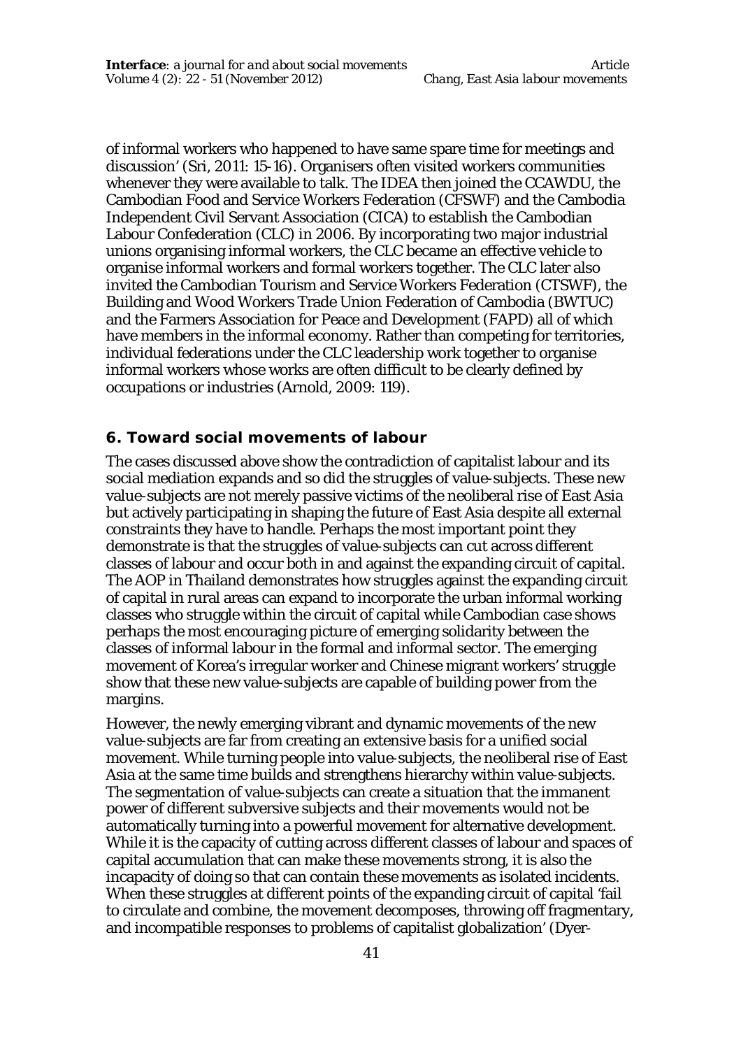of informal workers who happened to have same spare time for meetings and discussion' (Sri, 2011: 15-16). Organisers often visited workers communities whenever they were available to talk. The IDEA then joined the CCAWDU, the Cambodian Food and Service Workers Federation (CFSWF) and the Cambodia Independent Civil Servant Association (CICA) to establish the Cambodian Labour Confederation (CLC) in 2006. By incorporating two major industrial unions organising informal workers, the CLC became an effective vehicle to organise informal workers and formal workers together. The CLC later also invited the Cambodian Tourism and Service Workers Federation (CTSWF), the Building and Wood Workers Trade Union Federation of Cambodia (BWTUC) and the Farmers Association for Peace and Development (FAPD) all of which have members in the informal economy. Rather than competing for territories, individual federations under the CLC leadership work together to organise informal workers whose works are often difficult to be clearly defined by occupations or industries (Arnold, 2009: 119).

## 6. Toward social movements of labour

The cases discussed above show the contradiction of capitalist labour and its social mediation expands and so did the struggles of value-subjects. These new value-subjects are not merely passive victims of the neoliberal rise of East Asia but actively participating in shaping the future of East Asia despite all external constraints they have to handle. Perhaps the most important point they demonstrate is that the struggles of value-subjects can cut across different classes of labour and occur both in and against the expanding circuit of capital. The AOP in Thailand demonstrates how struggles against the expanding circuit of capital in rural areas can expand to incorporate the urban informal working classes who struggle within the circuit of capital while Cambodian case shows perhaps the most encouraging picture of emerging solidarity between the classes of informal labour in the formal and informal sector. The emerging movement of Korea's irregular worker and Chinese migrant workers' struggle show that these new value-subjects are capable of building power from the margins.

However, the newly emerging vibrant and dynamic movements of the new value-subjects are far from creating an extensive basis for a unified social movement. While turning people into value-subjects, the neoliberal rise of East Asia at the same time builds and strengthens hierarchy within value-subjects. The segmentation of value-subjects can create a situation that the immanent power of different subversive subjects and their movements would not be automatically turning into a powerful movement for alternative development. While it is the capacity of cutting across different classes of labour and spaces of capital accumulation that can make these movements strong, it is also the incapacity of doing so that can contain these movements as isolated incidents. When these struggles at different points of the expanding circuit of capital 'fail to circulate and combine, the movement decomposes, throwing off fragmentary, and incompatible responses to problems of capitalist globalization' (Dyer-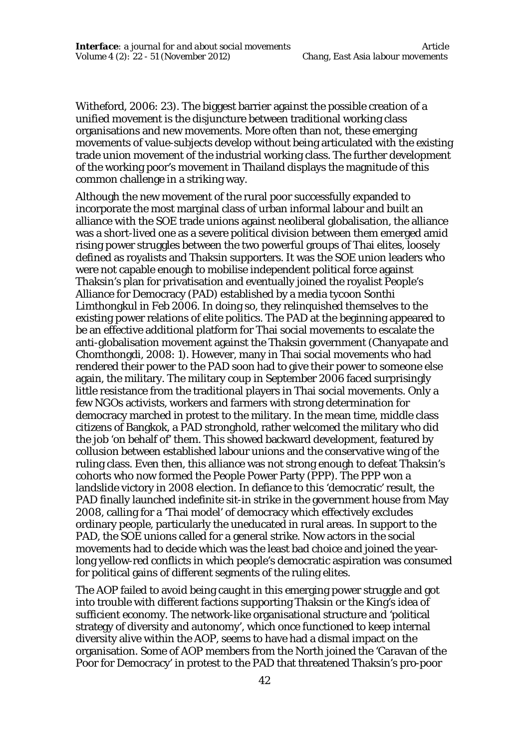Witheford, 2006: 23). The biggest barrier against the possible creation of a unified movement is the disjuncture between traditional working class organisations and new movements. More often than not, these emerging movements of value-subjects develop without being articulated with the existing trade union movement of the industrial working class. The further development of the working poor's movement in Thailand displays the magnitude of this common challenge in a striking way.

Although the new movement of the rural poor successfully expanded to incorporate the most marginal class of urban informal labour and built an alliance with the SOE trade unions against neoliberal globalisation, the alliance was a short-lived one as a severe political division between them emerged amid rising power struggles between the two powerful groups of Thai elites, loosely defined as royalists and Thaksin supporters. It was the SOE union leaders who were not capable enough to mobilise independent political force against Thaksin's plan for privatisation and eventually joined the royalist People's Alliance for Democracy (PAD) established by a media tycoon Sonthi Limthongkul in Feb 2006. In doing so, they relinquished themselves to the existing power relations of elite politics. The PAD at the beginning appeared to be an effective additional platform for Thai social movements to escalate the anti-globalisation movement against the Thaksin government (Chanyapate and Chomthongdi, 2008: 1). However, many in Thai social movements who had rendered their power to the PAD soon had to give their power to someone else again, the military. The military coup in September 2006 faced surprisingly little resistance from the traditional players in Thai social movements. Only a few NGOs activists, workers and farmers with strong determination for democracy marched in protest to the military. In the mean time, middle class citizens of Bangkok, a PAD stronghold, rather welcomed the military who did the job 'on behalf of' them. This showed backward development, featured by collusion between established labour unions and the conservative wing of the ruling class. Even then, this alliance was not strong enough to defeat Thaksin's cohorts who now formed the People Power Party (PPP). The PPP won a landslide victory in 2008 election. In defiance to this 'democratic' result, the PAD finally launched indefinite sit-in strike in the government house from May 2008, calling for a 'Thai model' of democracy which effectively excludes ordinary people, particularly the uneducated in rural areas. In support to the PAD, the SOE unions called for a general strike. Now actors in the social movements had to decide which was the least bad choice and joined the year-long yellow-red conflicts in which people's democratic aspiration was consumed for political gains of different segments of the ruling elites.

The AOP failed to avoid being caught in this emerging power struggle and got into trouble with different factions supporting Thaksin or the King's idea of sufficient economy. The network-like organisational structure and 'political strategy of diversity and autonomy', which once functioned to keep internal diversity alive within the AOP, seems to have had a dismal impact on the organisation. Some of AOP members from the North joined the 'Caravan of the Poor for Democracy' in protest to the PAD that threatened Thaksin's pro-poor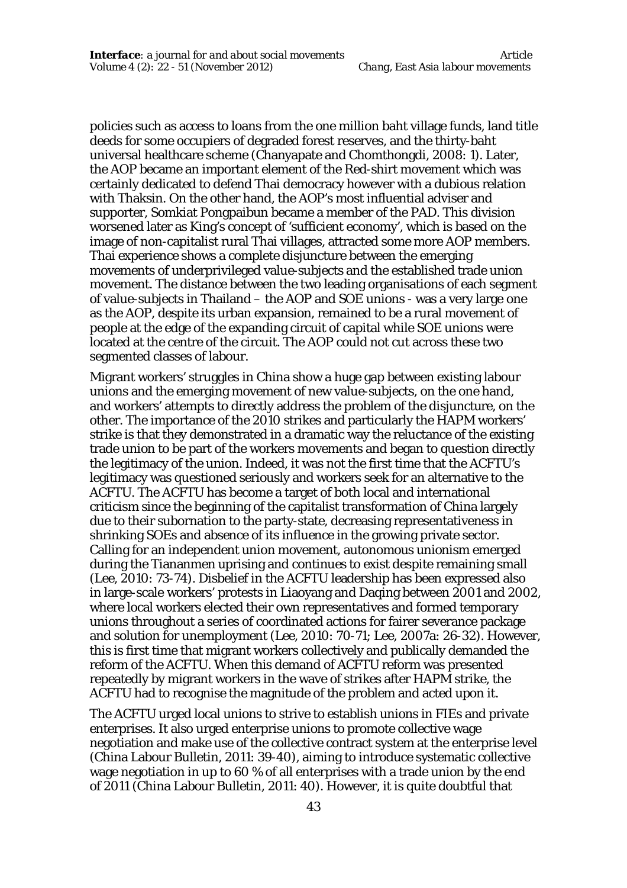policies such as access to loans from the one million baht village funds, land title deeds for some occupiers of degraded forest reserves, and the thirty-baht universal healthcare scheme (Chanyapate and Chomthongdi, 2008: 1). Later, the AOP became an important element of the Red-shirt movement which was certainly dedicated to defend Thai democracy however with a dubious relation with Thaksin. On the other hand, the AOP's most influential adviser and supporter, Somkiat Pongpaibun became a member of the PAD. This division worsened later as King's concept of 'sufficient economy', which is based on the image of non-capitalist rural Thai villages, attracted some more AOP members. Thai experience shows a complete disjuncture between the emerging movements of underprivileged value-subjects and the established trade union movement. The distance between the two leading organisations of each segment of value-subjects in Thailand – the AOP and SOE unions - was a very large one as the AOP, despite its urban expansion, remained to be a rural movement of people at the edge of the expanding circuit of capital while SOE unions were located at the centre of the circuit. The AOP could not cut across these two segmented classes of labour.

Migrant workers' struggles in China show a huge gap between existing labour unions and the emerging movement of new value-subjects, on the one hand, and workers' attempts to directly address the problem of the disjuncture, on the other. The importance of the 2010 strikes and particularly the HAPM workers' strike is that they demonstrated in a dramatic way the reluctance of the existing trade union to be part of the workers movements and began to question directly the legitimacy of the union. Indeed, it was not the first time that the ACFTU's legitimacy was questioned seriously and workers seek for an alternative to the ACFTU. The ACFTU has become a target of both local and international criticism since the beginning of the capitalist transformation of China largely due to their subornation to the party-state, decreasing representativeness in shrinking SOEs and absence of its influence in the growing private sector. Calling for an independent union movement, autonomous unionism emerged during the Tiananmen uprising and continues to exist despite remaining small (Lee, 2010: 73-74). Disbelief in the ACFTU leadership has been expressed also in large-scale workers' protests in Liaoyang and Daqing between 2001 and 2002, where local workers elected their own representatives and formed temporary unions throughout a series of coordinated actions for fairer severance package and solution for unemployment (Lee, 2010: 70-71; Lee, 2007a: 26-32). However, this is first time that migrant workers collectively and publically demanded the reform of the ACFTU. When this demand of ACFTU reform was presented repeatedly by migrant workers in the wave of strikes after HAPM strike, the ACFTU had to recognise the magnitude of the problem and acted upon it.

The ACFTU urged local unions to strive to establish unions in FIEs and private enterprises. It also urged enterprise unions to promote collective wage negotiation and make use of the collective contract system at the enterprise level (China Labour Bulletin, 2011: 39-40), aiming to introduce systematic collective wage negotiation in up to 60 % of all enterprises with a trade union by the end of 2011 (China Labour Bulletin, 2011: 40). However, it is quite doubtful that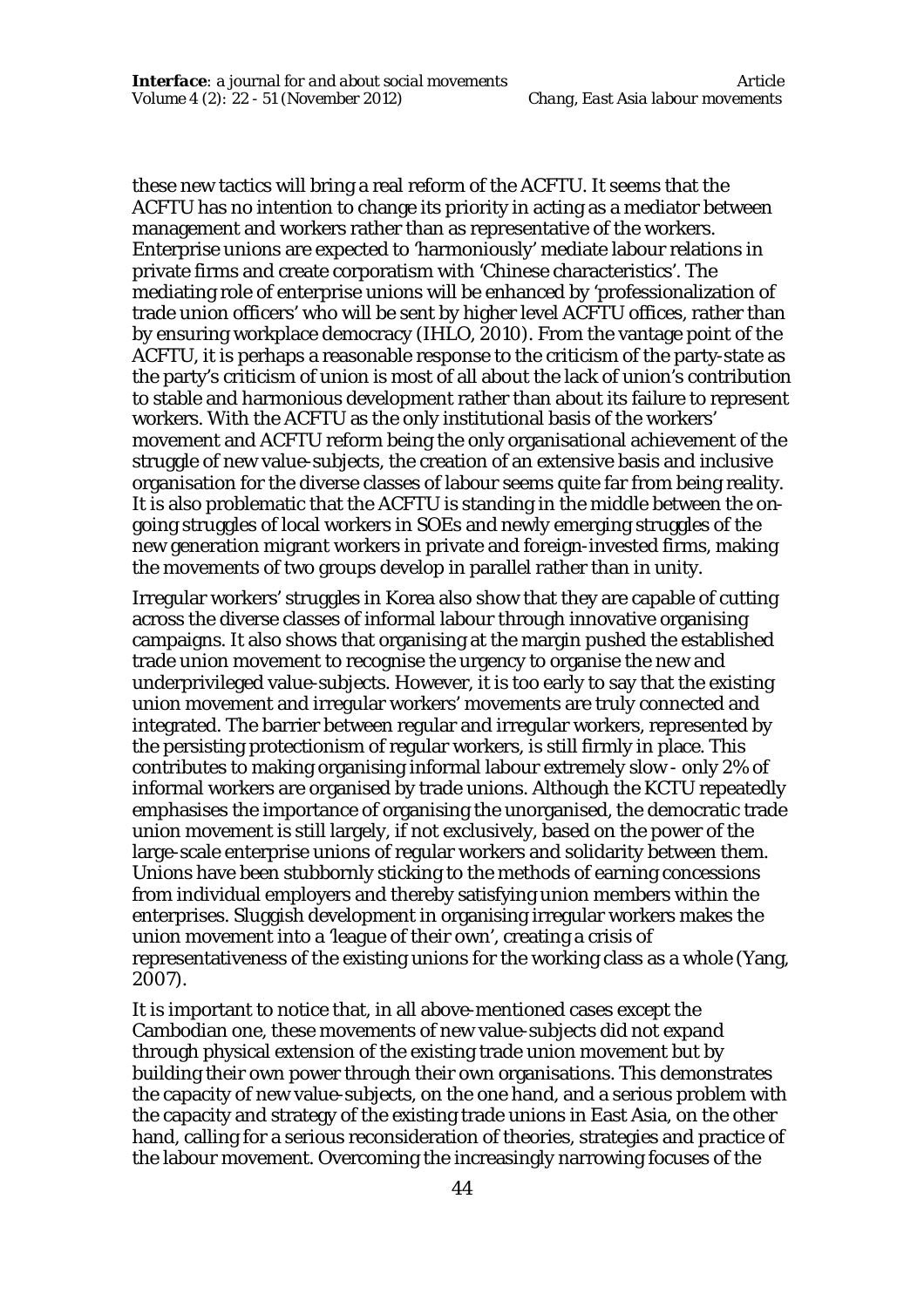these new tactics will bring a real reform of the ACFTU. It seems that the ACFTU has no intention to change its priority in acting as a mediator between management and workers rather than as representative of the workers. Enterprise unions are expected to 'harmoniously' mediate labour relations in private firms and create corporatism with 'Chinese characteristics'. The mediating role of enterprise unions will be enhanced by 'professionalization of trade union officers' who will be sent by higher level ACFTU offices, rather than by ensuring workplace democracy (IHLO, 2010). From the vantage point of the ACFTU, it is perhaps a reasonable response to the criticism of the party-state as the party's criticism of union is most of all about the lack of union's contribution to stable and harmonious development rather than about its failure to represent workers. With the ACFTU as the only institutional basis of the workers' movement and ACFTU reform being the only organisational achievement of the struggle of new value-subjects, the creation of an extensive basis and inclusive organisation for the diverse classes of labour seems quite far from being reality. It is also problematic that the ACFTU is standing in the middle between the on-going struggles of local workers in SOEs and newly emerging struggles of the new generation migrant workers in private and foreign-invested firms, making the movements of two groups develop in parallel rather than in unity.

Irregular workers' struggles in Korea also show that they are capable of cutting across the diverse classes of informal labour through innovative organising campaigns. It also shows that organising at the margin pushed the established trade union movement to recognise the urgency to organise the new and underprivileged value-subjects. However, it is too early to say that the existing union movement and irregular workers' movements are truly connected and integrated. The barrier between regular and irregular workers, represented by the persisting protectionism of regular workers, is still firmly in place. This contributes to making organising informal labour extremely slow - only 2% of informal workers are organised by trade unions. Although the KCTU repeatedly emphasises the importance of organising the unorganised, the democratic trade union movement is still largely, if not exclusively, based on the power of the large-scale enterprise unions of regular workers and solidarity between them. Unions have been stubbornly sticking to the methods of earning concessions from individual employers and thereby satisfying union members within the enterprises. Sluggish development in organising irregular workers makes the union movement into a 'league of their own', creating a crisis of representativeness of the existing unions for the working class as a whole (Yang, 2007).

It is important to notice that, in all above-mentioned cases except the Cambodian one, these movements of new value-subjects did not expand through physical extension of the existing trade union movement but by building their own power through their own organisations. This demonstrates the capacity of new value-subjects, on the one hand, and a serious problem with the capacity and strategy of the existing trade unions in East Asia, on the other hand, calling for a serious reconsideration of theories, strategies and practice of the labour movement. Overcoming the increasingly narrowing focuses of the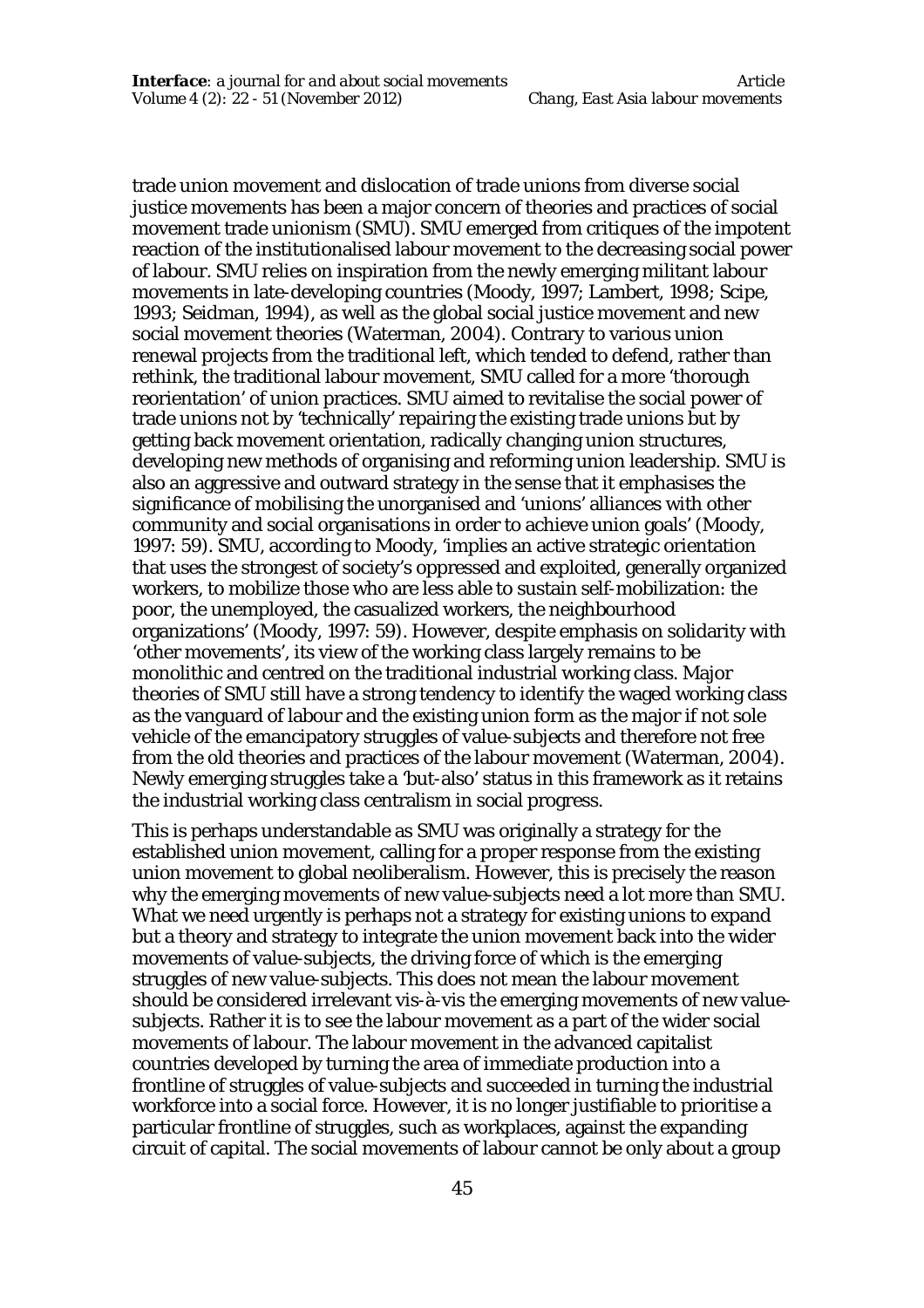trade union movement and dislocation of trade unions from diverse social justice movements has been a major concern of theories and practices of social movement trade unionism (SMU). SMU emerged from critiques of the impotent reaction of the institutionalised labour movement to the decreasing social power of labour. SMU relies on inspiration from the newly emerging militant labour movements in late-developing countries (Moody, 1997; Lambert, 1998; Scipe, 1993; Seidman, 1994), as well as the global social justice movement and new social movement theories (Waterman, 2004). Contrary to various union renewal projects from the traditional left, which tended to defend, rather than rethink, the traditional labour movement, SMU called for a more 'thorough reorientation' of union practices. SMU aimed to revitalise the social power of trade unions not by 'technically' repairing the existing trade unions but by getting back movement orientation, radically changing union structures, developing new methods of organising and reforming union leadership. SMU is also an aggressive and outward strategy in the sense that it emphasises the significance of mobilising the unorganised and 'unions' alliances with other community and social organisations in order to achieve union goals' (Moody, 1997: 59). SMU, according to Moody, 'implies an active strategic orientation that uses the strongest of society's oppressed and exploited, generally organized workers, to mobilize those who are less able to sustain self-mobilization: the poor, the unemployed, the casualized workers, the neighbourhood organizations' (Moody, 1997: 59). However, despite emphasis on solidarity with 'other movements', its view of the working class largely remains to be monolithic and centred on the traditional industrial working class. Major theories of SMU still have a strong tendency to identify the waged working class as the vanguard of labour and the existing union form as the major if not sole vehicle of the emancipatory struggles of value-subjects and therefore not free from the old theories and practices of the labour movement (Waterman, 2004). Newly emerging struggles take a 'but-also' status in this framework as it retains the industrial working class centralism in social progress.

This is perhaps understandable as SMU was originally a strategy for the established union movement, calling for a proper response from the existing union movement to global neoliberalism. However, this is precisely the reason why the emerging movements of new value-subjects need a lot more than SMU. What we need urgently is perhaps not a strategy for existing unions to expand but a theory and strategy to integrate the union movement back into the wider movements of value-subjects, the driving force of which is the emerging struggles of new value-subjects. This does not mean the labour movement should be considered irrelevant vis-à-vis the emerging movements of new value-subjects. Rather it is to see the labour movement as a part of the wider social movements of labour. The labour movement in the advanced capitalist countries developed by turning the area of immediate production into a frontline of struggles of value-subjects and succeeded in turning the industrial workforce into a social force. However, it is no longer justifiable to prioritise a particular frontline of struggles, such as workplaces, against the expanding circuit of capital. The social movements of labour cannot be only about a group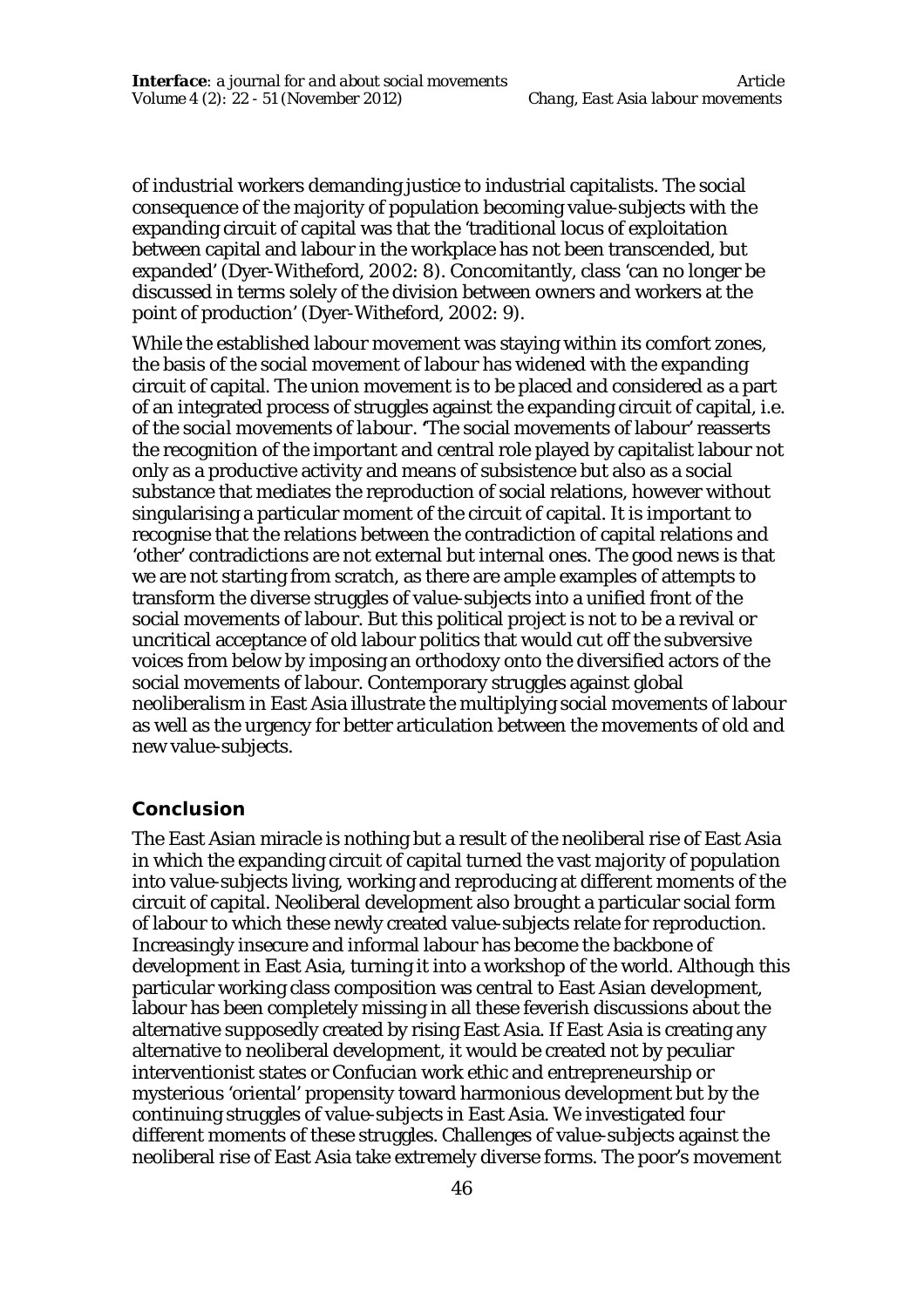of industrial workers demanding justice to industrial capitalists. The social consequence of the majority of population becoming value-subjects with the expanding circuit of capital was that the 'traditional locus of exploitation between capital and labour in the workplace has not been transcended, but expanded' (Dyer-Witheford, 2002: 8). Concomitantly, class 'can no longer be discussed in terms solely of the division between owners and workers at the point of production' (Dyer-Witheford, 2002: 9).

While the established labour movement was staying within its comfort zones, the basis of the social movement of labour has widened with the expanding circuit of capital. The union movement is to be placed and considered as a part of an integrated process of struggles against the expanding circuit of capital, i.e. of the *social movements of labour*. 'The social movements of labour' reasserts the recognition of the important and central role played by capitalist labour not only as a productive activity and means of subsistence but also as a social substance that mediates the reproduction of social relations, however without singularising a particular moment of the circuit of capital. It is important to recognise that the relations between the contradiction of capital relations and 'other' contradictions are not external but internal ones. The good news is that we are not starting from scratch, as there are ample examples of attempts to transform the diverse struggles of value-subjects into a unified front of the social movements of labour. But this political project is not to be a revival or uncritical acceptance of old labour politics that would cut off the subversive voices from below by imposing an orthodoxy onto the diversified actors of the social movements of labour. Contemporary struggles against global neoliberalism in East Asia illustrate the multiplying social movements of labour as well as the urgency for better articulation between the movements of old and new value-subjects.

## Conclusion

The East Asian miracle is nothing but a result of the neoliberal rise of East Asia in which the expanding circuit of capital turned the vast majority of population into value-subjects living, working and reproducing at different moments of the circuit of capital. Neoliberal development also brought a particular social form of labour to which these newly created value-subjects relate for reproduction. Increasingly insecure and informal labour has become the backbone of development in East Asia, turning it into a workshop of the world. Although this particular working class composition was central to East Asian development, labour has been completely missing in all these feverish discussions about the alternative supposedly created by rising East Asia. If East Asia is creating any alternative to neoliberal development, it would be created not by peculiar interventionist states or Confucian work ethic and entrepreneurship or mysterious 'oriental' propensity toward harmonious development but by the continuing struggles of value-subjects in East Asia. We investigated four different moments of these struggles. Challenges of value-subjects against the neoliberal rise of East Asia take extremely diverse forms. The poor's movement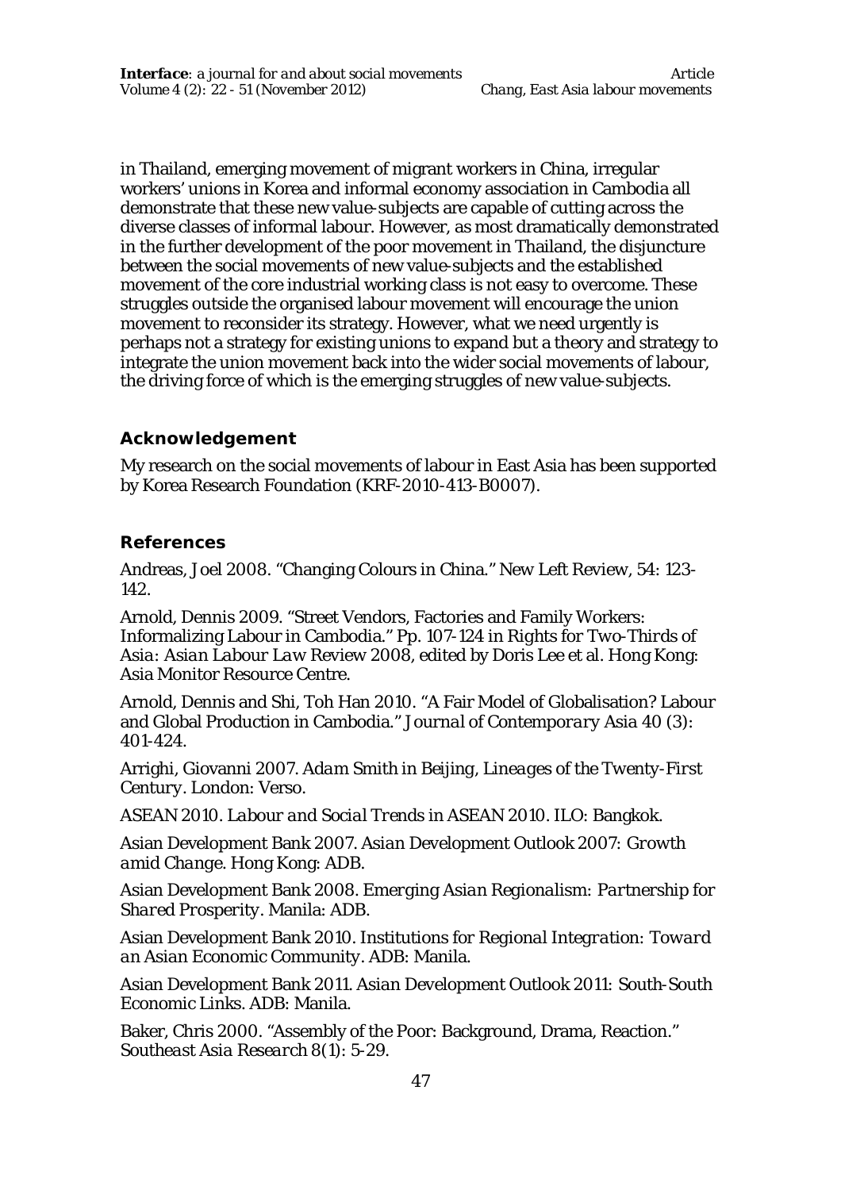in Thailand, emerging movement of migrant workers in China, irregular workers' unions in Korea and informal economy association in Cambodia all demonstrate that these new value-subjects are capable of cutting across the diverse classes of informal labour. However, as most dramatically demonstrated in the further development of the poor movement in Thailand, the disjuncture between the social movements of new value-subjects and the established movement of the core industrial working class is not easy to overcome. These struggles outside the organised labour movement will encourage the union movement to reconsider its strategy. However, what we need urgently is perhaps not a strategy for existing unions to expand but a theory and strategy to integrate the union movement back into the wider social movements of labour, the driving force of which is the emerging struggles of new value-subjects.

## Acknowledgement

My research on the social movements of labour in East Asia has been supported by Korea Research Foundation (KRF-2010-413-B0007).

## References

Andreas, Joel 2008. "Changing Colours in China." New Left Review, 54: 123-142.

Arnold, Dennis 2009. "Street Vendors, Factories and Family Workers: Informalizing Labour in Cambodia." Pp. 107-124 in *Rights for Two-Thirds of Asia: Asian Labour Law Review 2008*, edited by Doris Lee et al. Hong Kong: Asia Monitor Resource Centre.

Arnold, Dennis and Shi, Toh Han 2010. "A Fair Model of Globalisation? Labour and Global Production in Cambodia." *Journal of Contemporary Asia* 40 (3): 401-424.

Arrighi, Giovanni 2007. *Adam Smith in Beijing, Lineages of the Twenty-First Century*. London: Verso.

ASEAN 2010. *Labour and Social Trends in ASEAN 2010*. ILO: Bangkok.

Asian Development Bank 2007. *Asian Development Outlook 2007: Growth amid Change*. Hong Kong: ADB.

Asian Development Bank 2008. *Emerging Asian Regionalism: Partnership for Shared Prosperity*. Manila: ADB.

Asian Development Bank 2010. *Institutions for Regional Integration: Toward an Asian Economic Community*. ADB: Manila.

Asian Development Bank 2011. Asian Development Outlook 2011: South-South Economic Links. ADB: Manila.

Baker, Chris 2000. "Assembly of the Poor: Background, Drama, Reaction." *Southeast Asia Research* 8(1): 5-29.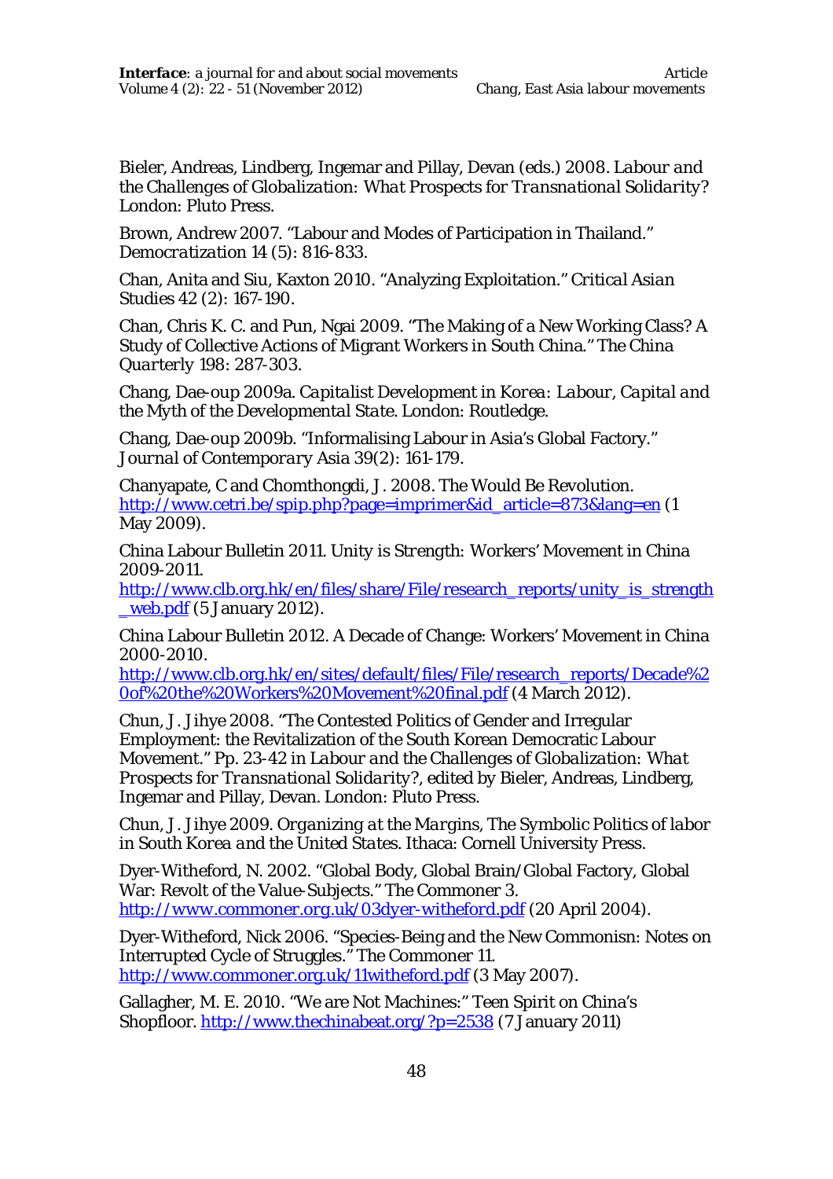Bieler, Andreas, Lindberg, Ingemar and Pillay, Devan (eds.) 2008. *Labour and the Challenges of Globalization: What Prospects for Transnational Solidarity?* London: Pluto Press.

Brown, Andrew 2007. "Labour and Modes of Participation in Thailand." *Democratization* 14 (5): 816-833.

Chan, Anita and Siu, Kaxton 2010. "Analyzing Exploitation." *Critical Asian Studies* 42 (2): 167-190.

Chan, Chris K. C. and Pun, Ngai 2009. "The Making of a New Working Class? A Study of Collective Actions of Migrant Workers in South China." *The China Quarterly* 198: 287-303.

Chang, Dae-oup 2009a. *Capitalist Development in Korea: Labour, Capital and the Myth of the Developmental State.* London: Routledge.

Chang, Dae-oup 2009b. "Informalising Labour in Asia's Global Factory." *Journal of Contemporary Asia* 39(2): 161-179.

Chanyapate, C and Chomthongdi, J. 2008. The Would Be Revolution. http://www.cetri.be/spip.php?page=imprimer&id_article=873&lang=en (1 May 2009).

China Labour Bulletin 2011. *Unity is Strength: Workers' Movement in China 2009-2011.* http://www.clb.org.hk/en/files/share/File/research_reports/unity_is_strength_web.pdf (5 January 2012).

China Labour Bulletin 2012. A Decade of Change: Workers' Movement in China 2000-2010. http://www.clb.org.hk/en/sites/default/files/File/research_reports/Decade%20of%20the%20Workers%20Movement%20final.pdf (4 March 2012).

Chun, J. Jihye 2008. "The Contested Politics of Gender and Irregular Employment: the Revitalization of the South Korean Democratic Labour Movement." Pp. 23-42 in *Labour and the Challenges of Globalization: What Prospects for Transnational Solidarity?*, edited by Bieler, Andreas, Lindberg, Ingemar and Pillay, Devan. London: Pluto Press.

Chun, J. Jihye 2009. *Organizing at the Margins, The Symbolic Politics of labor in South Korea and the United States.* Ithaca: Cornell University Press.

Dyer-Witheford, N. 2002. "Global Body, Global Brain/Global Factory, Global War: Revolt of the Value-Subjects." The Commoner 3. http://www.commoner.org.uk/03dyer-witheford.pdf (20 April 2004).

Dyer-Witheford, Nick 2006. "Species-Being and the New Commonisn: Notes on Interrupted Cycle of Struggles." The Commoner 11. http://www.commoner.org.uk/11witheford.pdf (3 May 2007).

Gallagher, M. E. 2010. "We are Not Machines:" Teen Spirit on China's Shopfloor. http://www.thechinabeat.org/?p=2538 (7 January 2011)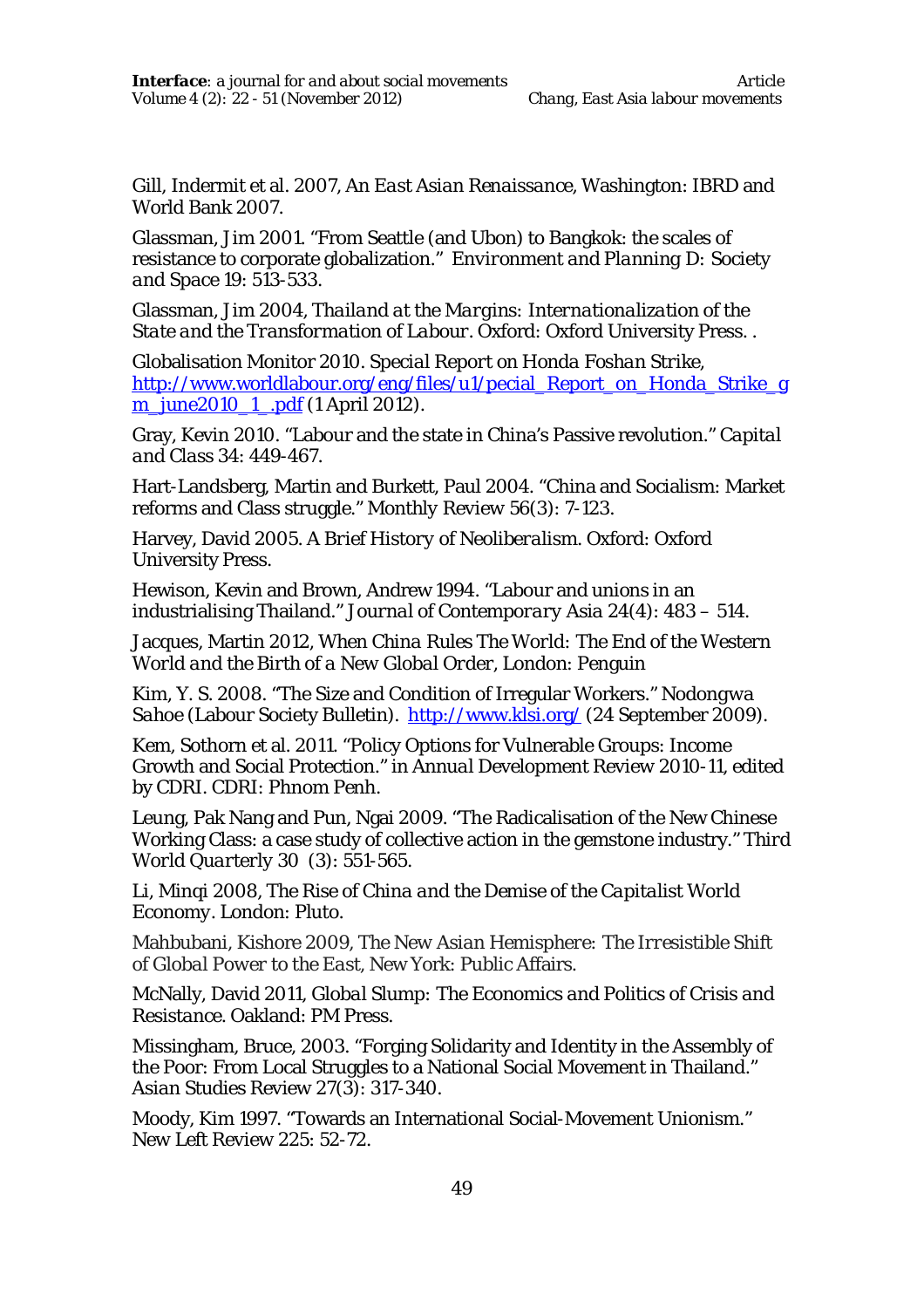Gill, Indermit et al. 2007, *An East Asian Renaissance*, Washington: IBRD and World Bank 2007.

Glassman, Jim 2001. "From Seattle (and Ubon) to Bangkok: the scales of resistance to corporate globalization." *Environment and Planning D: Society and Space* 19: 513-533.

Glassman, Jim 2004, *Thailand at the Margins: Internationalization of the State and the Transformation of Labour*. Oxford: Oxford University Press. .

Globalisation Monitor 2010. *Special Report on Honda Foshan Strike*, http://www.worldlabour.org/eng/files/u1/pecial_Report_on_Honda_Strike_gm_june2010_1_.pdf (1 April 2012).

Gray, Kevin 2010. "Labour and the state in China's Passive revolution." *Capital and Class* 34: 449-467.

Hart-Landsberg, Martin and Burkett, Paul 2004. "China and Socialism: Market reforms and Class struggle." Monthly Review 56(3): 7-123.

Harvey, David 2005. *A Brief History of Neoliberalism*. Oxford: Oxford University Press.

Hewison, Kevin and Brown, Andrew 1994. "Labour and unions in an industrialising Thailand." *Journal of Contemporary Asia* 24(4): 483 – 514.

Jacques, Martin 2012, *When China Rules The World: The End of the Western World and the Birth of a New Global Order*, London: Penguin

Kim, Y. S. 2008. "The Size and Condition of Irregular Workers." *Nodongwa Sahoe* (Labour Society Bulletin). http://www.klsi.org/ (24 September 2009).

Kem, Sothorn et al. 2011. "Policy Options for Vulnerable Groups: Income Growth and Social Protection." in *Annual Development Review 2010-11*, edited by CDRI. CDRI: Phnom Penh.

Leung, Pak Nang and Pun, Ngai 2009. "The Radicalisation of the New Chinese Working Class: a case study of collective action in the gemstone industry." *Third World Quarterly* 30 (3): 551-565.

Li, Minqi 2008, *The Rise of China and the Demise of the Capitalist World Economy*. London: Pluto.

Mahbubani, Kishore 2009, *The New Asian Hemisphere: The Irresistible Shift of Global Power to the East*, New York: Public Affairs.

McNally, David 2011, *Global Slump: The Economics and Politics of Crisis and Resistance*. Oakland: PM Press.

Missingham, Bruce, 2003. "Forging Solidarity and Identity in the Assembly of the Poor: From Local Struggles to a National Social Movement in Thailand." *Asian Studies Review* 27(3): 317-340.

Moody, Kim 1997. "Towards an International Social-Movement Unionism." *New Left Review* 225: 52-72.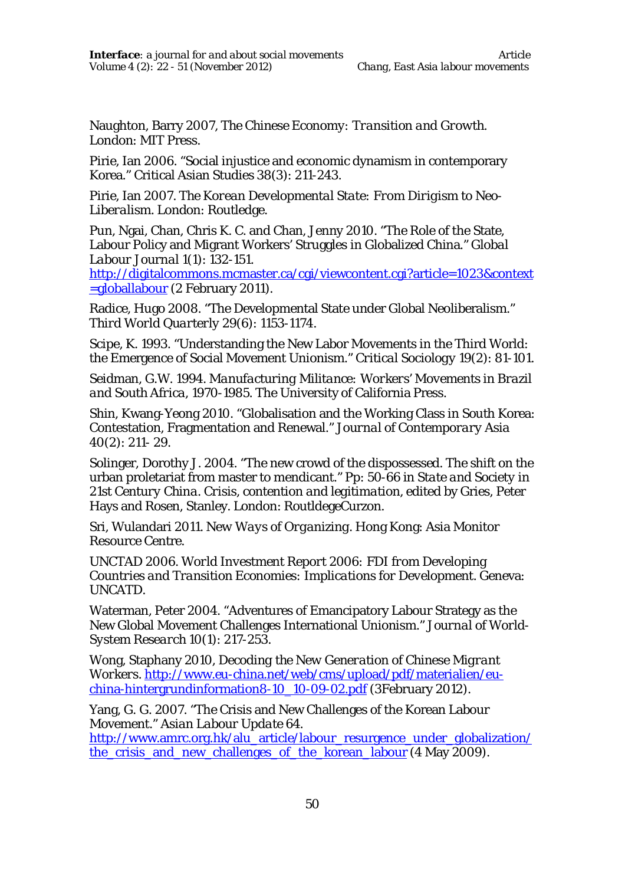Naughton, Barry 2007, The Chinese Economy: *Transition and Growth*. London: MIT Press.

Pirie, Ian 2006. "Social injustice and economic dynamism in contemporary Korea." Critical Asian Studies 38(3): 211-243.

Pirie, Ian 2007. *The Korean Developmental State: From Dirigism to Neo-Liberalism*. London: Routledge.

Pun, Ngai, Chan, Chris K. C. and Chan, Jenny 2010. "The Role of the State, Labour Policy and Migrant Workers' Struggles in Globalized China." *Global Labour Journal* 1(1): 132-151. http://digitalcommons.mcmaster.ca/cgi/viewcontent.cgi?article=1023&context=globallabour (2 February 2011).

Radice, Hugo 2008. "The Developmental State under Global Neoliberalism." *Third World Quarterly* 29(6): 1153-1174.

Scipe, K. 1993. "Understanding the New Labor Movements in the Third World: the Emergence of Social Movement Unionism." *Critical Sociology* 19(2): 81-101.

Seidman, G.W. 1994. *Manufacturing Militance: Workers' Movements in Brazil and South Africa, 1970-1985*. The University of California Press.

Shin, Kwang-Yeong 2010. "Globalisation and the Working Class in South Korea: Contestation, Fragmentation and Renewal." *Journal of Contemporary Asia* 40(2): 211- 29.

Solinger, Dorothy J. 2004. "The new crowd of the dispossessed. The shift on the urban proletariat from master to mendicant." Pp: 50-66 in *State and Society in 21st Century China. Crisis, contention and legitimation*, edited by Gries, Peter Hays and Rosen, Stanley. London: RoutldegeCurzon.

Sri, Wulandari 2011. *New Ways of Organizing*. Hong Kong: Asia Monitor Resource Centre.

UNCTAD 2006. *World Investment Report 2006: FDI from Developing Countries and Transition Economies: Implications for Development*. Geneva: UNCATD.

Waterman, Peter 2004. "Adventures of Emancipatory Labour Strategy as the New Global Movement Challenges International Unionism." *Journal of World-System Research* 10(1): 217-253.

Wong, Staphany 2010, *Decoding the New Generation of Chinese Migrant Workers*. http://www.eu-china.net/web/cms/upload/pdf/materialien/eu-china-hintergrundinformation8-10_10-09-02.pdf (3February 2012).

Yang, G. G. 2007. "The Crisis and New Challenges of the Korean Labour Movement." *Asian Labour Update* 64. http://www.amrc.org.hk/alu_article/labour_resurgence_under_globalization/the_crisis_and_new_challenges_of_the_korean_labour (4 May 2009).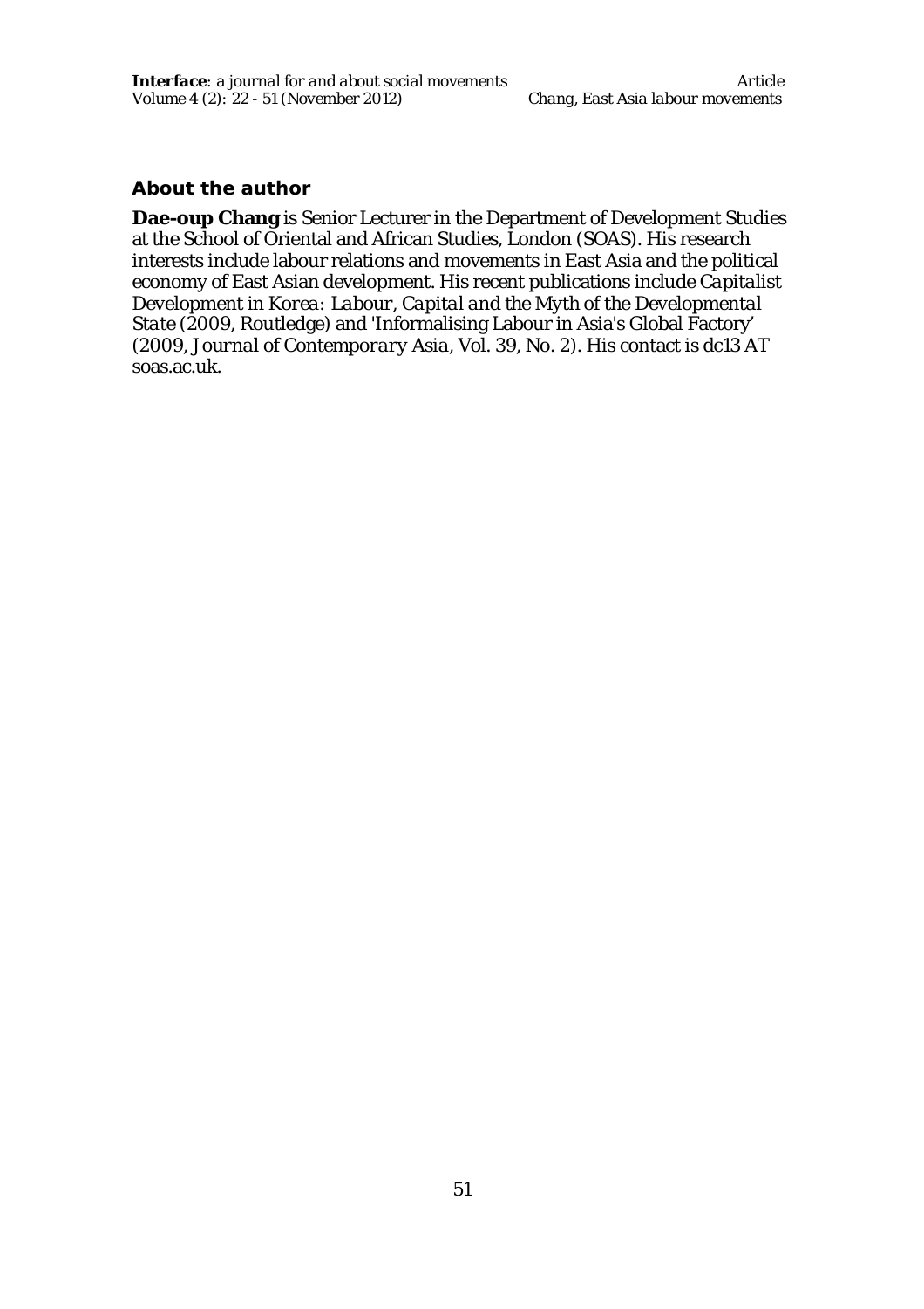### About the author

**Dae-oup Chang** is Senior Lecturer in the Department of Development Studies at the School of Oriental and African Studies, London (SOAS). His research interests include labour relations and movements in East Asia and the political economy of East Asian development. His recent publications include *Capitalist Development in Korea: Labour, Capital and the Myth of the Developmental State* (2009, Routledge) and 'Informalising Labour in Asia's Global Factory' (2009, *Journal of Contemporary Asia*, Vol. 39, No. 2). His contact is dc13 AT soas.ac.uk.